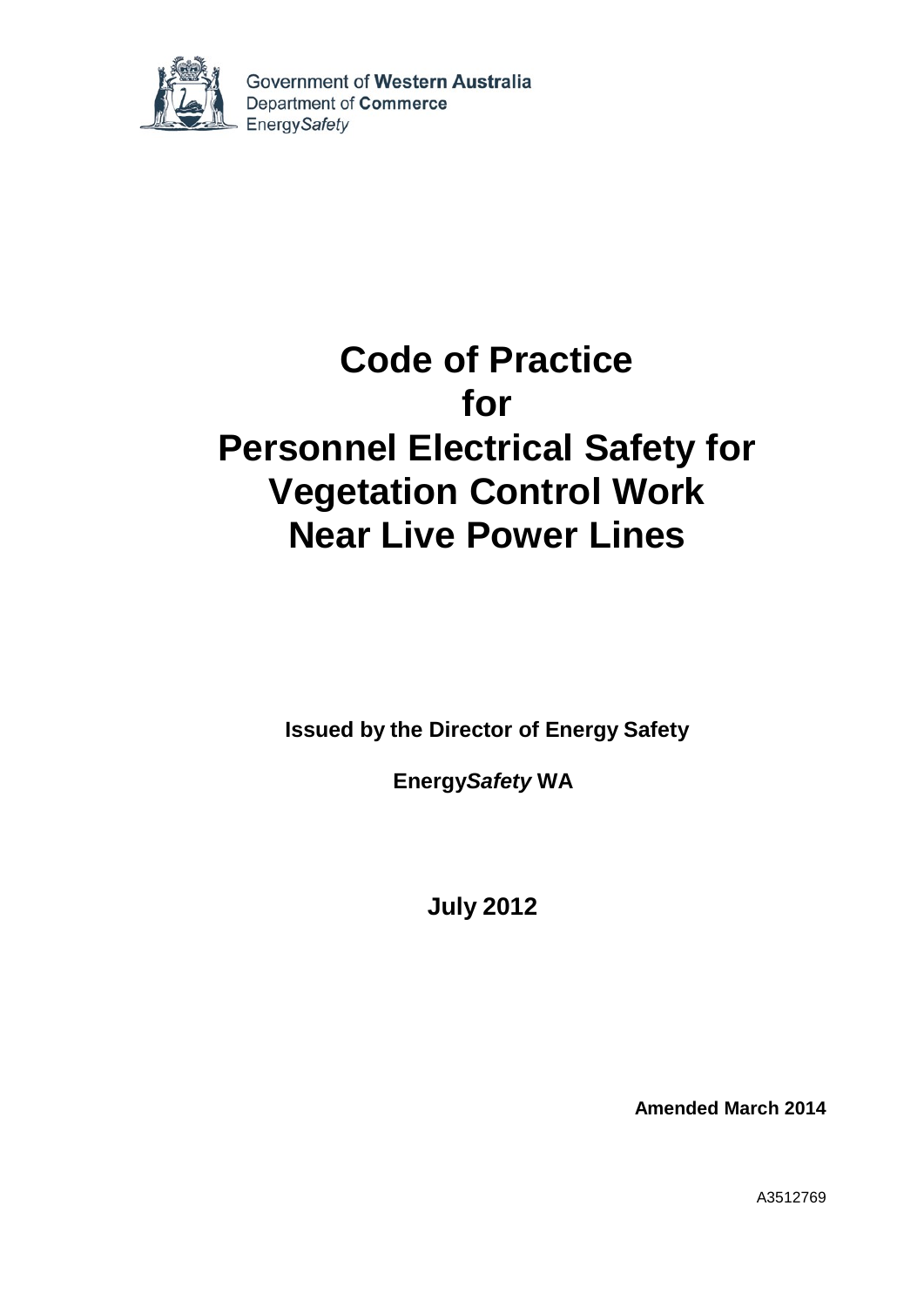Government of **Western Australia**
Department of **Commerce**
Energy*Safety*

# Code of Practice for Personnel Electrical Safety for Vegetation Control Work Near Live Power Lines

**Issued by the Director of Energy Safety**

**Energy*Safety* WA**

**July 2012**

**Amended March 2014**

A3512769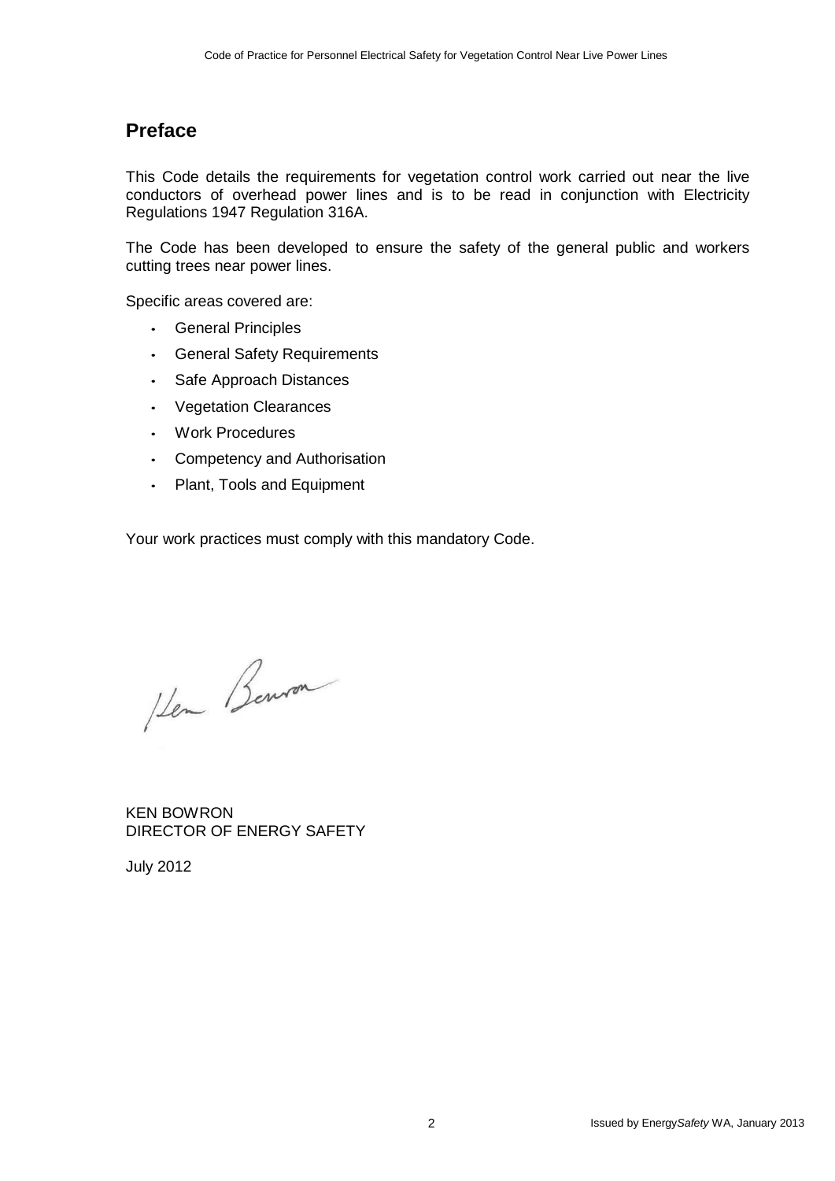## Preface

This Code details the requirements for vegetation control work carried out near the live conductors of overhead power lines and is to be read in conjunction with Electricity Regulations 1947 Regulation 316A.

The Code has been developed to ensure the safety of the general public and workers cutting trees near power lines.

Specific areas covered are:

- General Principles
- General Safety Requirements
- Safe Approach Distances
- Vegetation Clearances
- Work Procedures
- Competency and Authorisation
- Plant, Tools and Equipment

Your work practices must comply with this mandatory Code.

KEN BOWRON
DIRECTOR OF ENERGY SAFETY

July 2012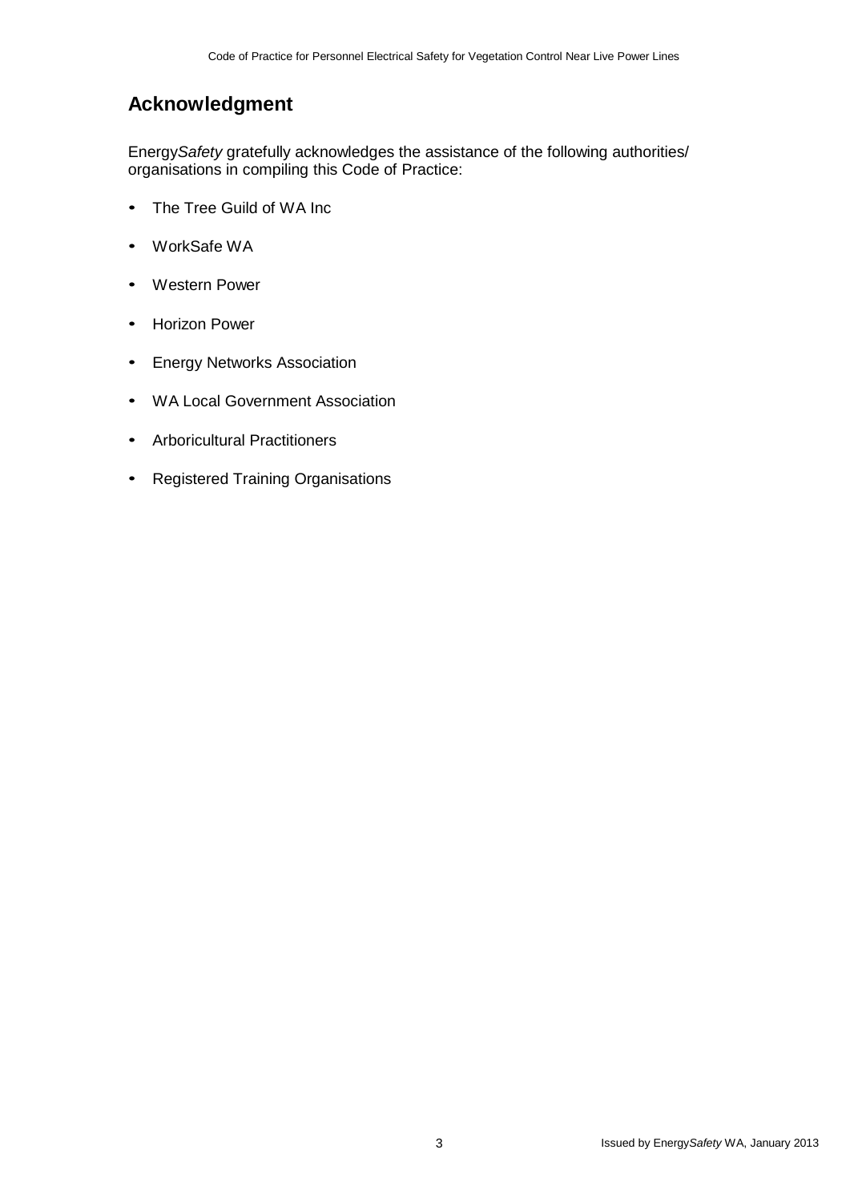## Acknowledgment

Energy*Safety* gratefully acknowledges the assistance of the following authorities/ organisations in compiling this Code of Practice:

- The Tree Guild of WA Inc
- WorkSafe WA
- Western Power
- Horizon Power
- Energy Networks Association
- WA Local Government Association
- Arboricultural Practitioners
- Registered Training Organisations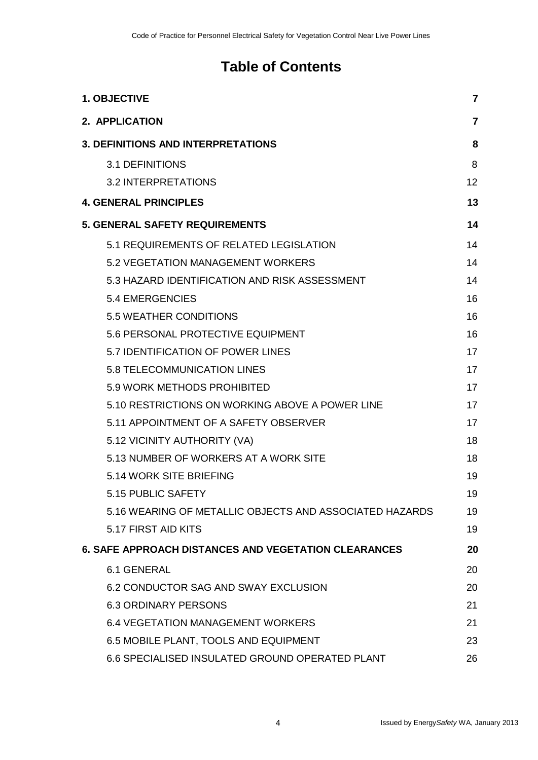# Table of Contents

| | |
|---|---|
| **1. OBJECTIVE** | **7** |
| **2. APPLICATION** | **7** |
| **3. DEFINITIONS AND INTERPRETATIONS** | **8** |
| 3.1 DEFINITIONS | 8 |
| 3.2 INTERPRETATIONS | 12 |
| **4. GENERAL PRINCIPLES** | **13** |
| **5. GENERAL SAFETY REQUIREMENTS** | **14** |
| 5.1 REQUIREMENTS OF RELATED LEGISLATION | 14 |
| 5.2 VEGETATION MANAGEMENT WORKERS | 14 |
| 5.3 HAZARD IDENTIFICATION AND RISK ASSESSMENT | 14 |
| 5.4 EMERGENCIES | 16 |
| 5.5 WEATHER CONDITIONS | 16 |
| 5.6 PERSONAL PROTECTIVE EQUIPMENT | 16 |
| 5.7 IDENTIFICATION OF POWER LINES | 17 |
| 5.8 TELECOMMUNICATION LINES | 17 |
| 5.9 WORK METHODS PROHIBITED | 17 |
| 5.10 RESTRICTIONS ON WORKING ABOVE A POWER LINE | 17 |
| 5.11 APPOINTMENT OF A SAFETY OBSERVER | 17 |
| 5.12 VICINITY AUTHORITY (VA) | 18 |
| 5.13 NUMBER OF WORKERS AT A WORK SITE | 18 |
| 5.14 WORK SITE BRIEFING | 19 |
| 5.15 PUBLIC SAFETY | 19 |
| 5.16 WEARING OF METALLIC OBJECTS AND ASSOCIATED HAZARDS | 19 |
| 5.17 FIRST AID KITS | 19 |
| **6. SAFE APPROACH DISTANCES AND VEGETATION CLEARANCES** | **20** |
| 6.1 GENERAL | 20 |
| 6.2 CONDUCTOR SAG AND SWAY EXCLUSION | 20 |
| 6.3 ORDINARY PERSONS | 21 |
| 6.4 VEGETATION MANAGEMENT WORKERS | 21 |
| 6.5 MOBILE PLANT, TOOLS AND EQUIPMENT | 23 |
| 6.6 SPECIALISED INSULATED GROUND OPERATED PLANT | 26 |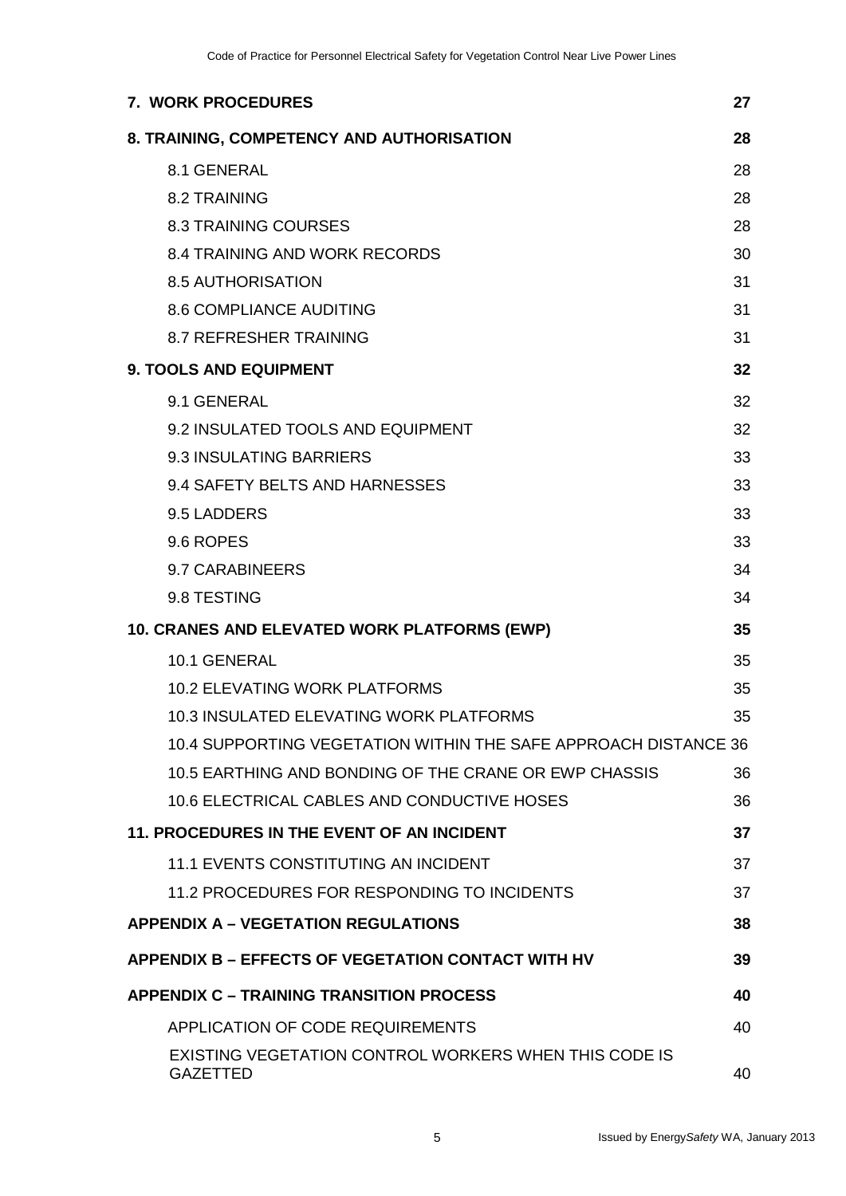| | |
|---|---|
| **7. WORK PROCEDURES** | **27** |
| **8. TRAINING, COMPETENCY AND AUTHORISATION** | **28** |
| 8.1 GENERAL | 28 |
| 8.2 TRAINING | 28 |
| 8.3 TRAINING COURSES | 28 |
| 8.4 TRAINING AND WORK RECORDS | 30 |
| 8.5 AUTHORISATION | 31 |
| 8.6 COMPLIANCE AUDITING | 31 |
| 8.7 REFRESHER TRAINING | 31 |
| **9. TOOLS AND EQUIPMENT** | **32** |
| 9.1 GENERAL | 32 |
| 9.2 INSULATED TOOLS AND EQUIPMENT | 32 |
| 9.3 INSULATING BARRIERS | 33 |
| 9.4 SAFETY BELTS AND HARNESSES | 33 |
| 9.5 LADDERS | 33 |
| 9.6 ROPES | 33 |
| 9.7 CARABINEERS | 34 |
| 9.8 TESTING | 34 |
| **10. CRANES AND ELEVATED WORK PLATFORMS (EWP)** | **35** |
| 10.1 GENERAL | 35 |
| 10.2 ELEVATING WORK PLATFORMS | 35 |
| 10.3 INSULATED ELEVATING WORK PLATFORMS | 35 |
| 10.4 SUPPORTING VEGETATION WITHIN THE SAFE APPROACH DISTANCE | 36 |
| 10.5 EARTHING AND BONDING OF THE CRANE OR EWP CHASSIS | 36 |
| 10.6 ELECTRICAL CABLES AND CONDUCTIVE HOSES | 36 |
| **11. PROCEDURES IN THE EVENT OF AN INCIDENT** | **37** |
| 11.1 EVENTS CONSTITUTING AN INCIDENT | 37 |
| 11.2 PROCEDURES FOR RESPONDING TO INCIDENTS | 37 |
| **APPENDIX A – VEGETATION REGULATIONS** | **38** |
| **APPENDIX B – EFFECTS OF VEGETATION CONTACT WITH HV** | **39** |
| **APPENDIX C – TRAINING TRANSITION PROCESS** | **40** |
| APPLICATION OF CODE REQUIREMENTS | 40 |
| EXISTING VEGETATION CONTROL WORKERS WHEN THIS CODE IS GAZETTED | 40 |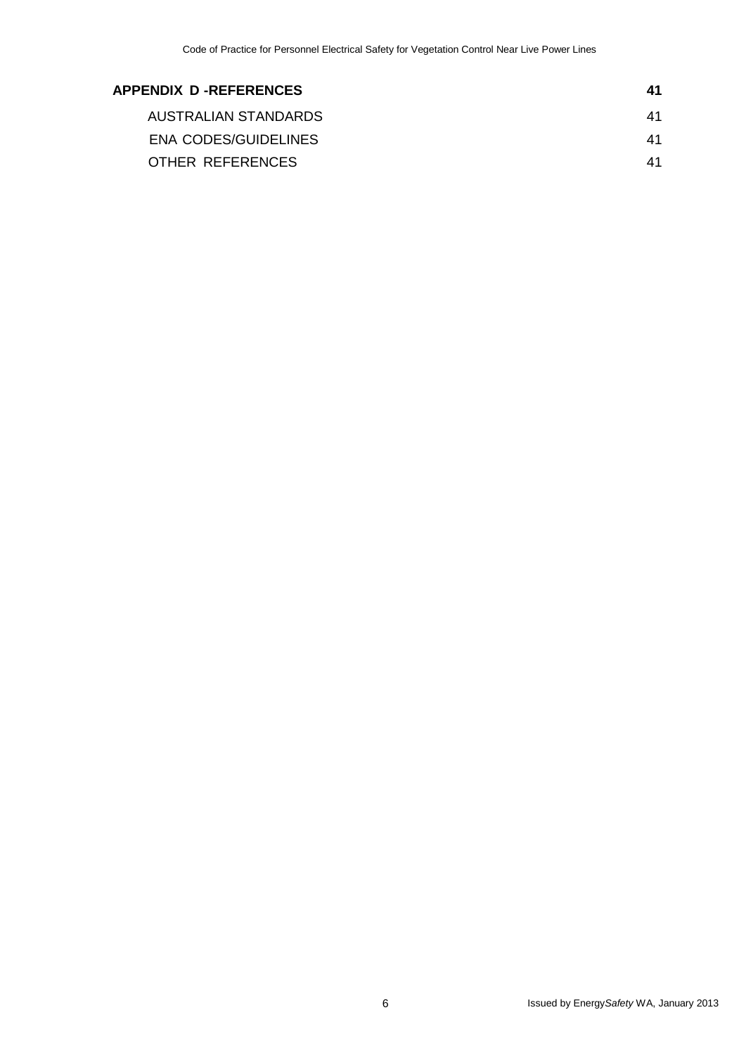| | |
|---|---|
| **APPENDIX D -REFERENCES** | **41** |
| AUSTRALIAN STANDARDS | 41 |
| ENA CODES/GUIDELINES | 41 |
| OTHER REFERENCES | 41 |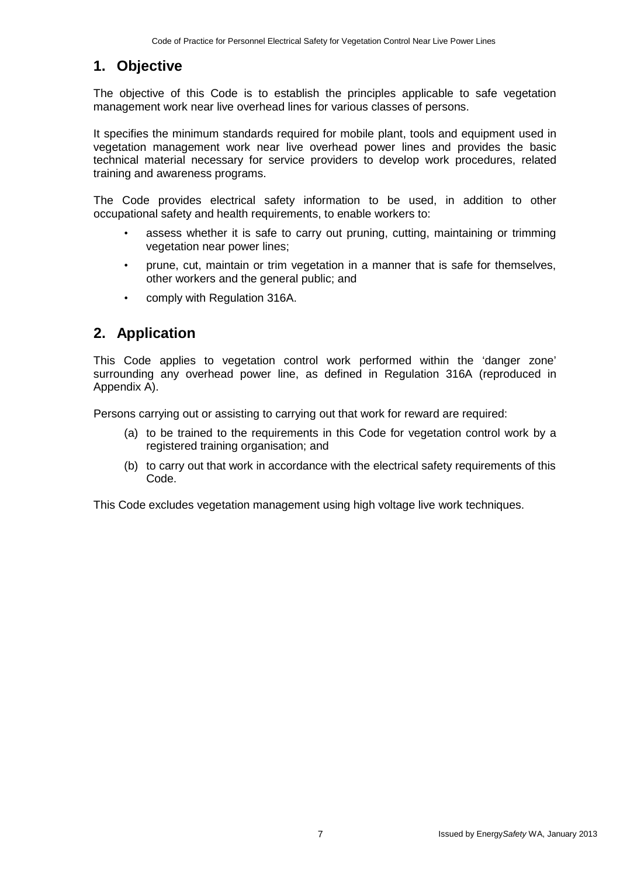## 1. Objective

The objective of this Code is to establish the principles applicable to safe vegetation management work near live overhead lines for various classes of persons.

It specifies the minimum standards required for mobile plant, tools and equipment used in vegetation management work near live overhead power lines and provides the basic technical material necessary for service providers to develop work procedures, related training and awareness programs.

The Code provides electrical safety information to be used, in addition to other occupational safety and health requirements, to enable workers to:

- assess whether it is safe to carry out pruning, cutting, maintaining or trimming vegetation near power lines;
- prune, cut, maintain or trim vegetation in a manner that is safe for themselves, other workers and the general public; and
- comply with Regulation 316A.

## 2. Application

This Code applies to vegetation control work performed within the 'danger zone' surrounding any overhead power line, as defined in Regulation 316A (reproduced in Appendix A).

Persons carrying out or assisting to carrying out that work for reward are required:

(a) to be trained to the requirements in this Code for vegetation control work by a registered training organisation; and

(b) to carry out that work in accordance with the electrical safety requirements of this Code.

This Code excludes vegetation management using high voltage live work techniques.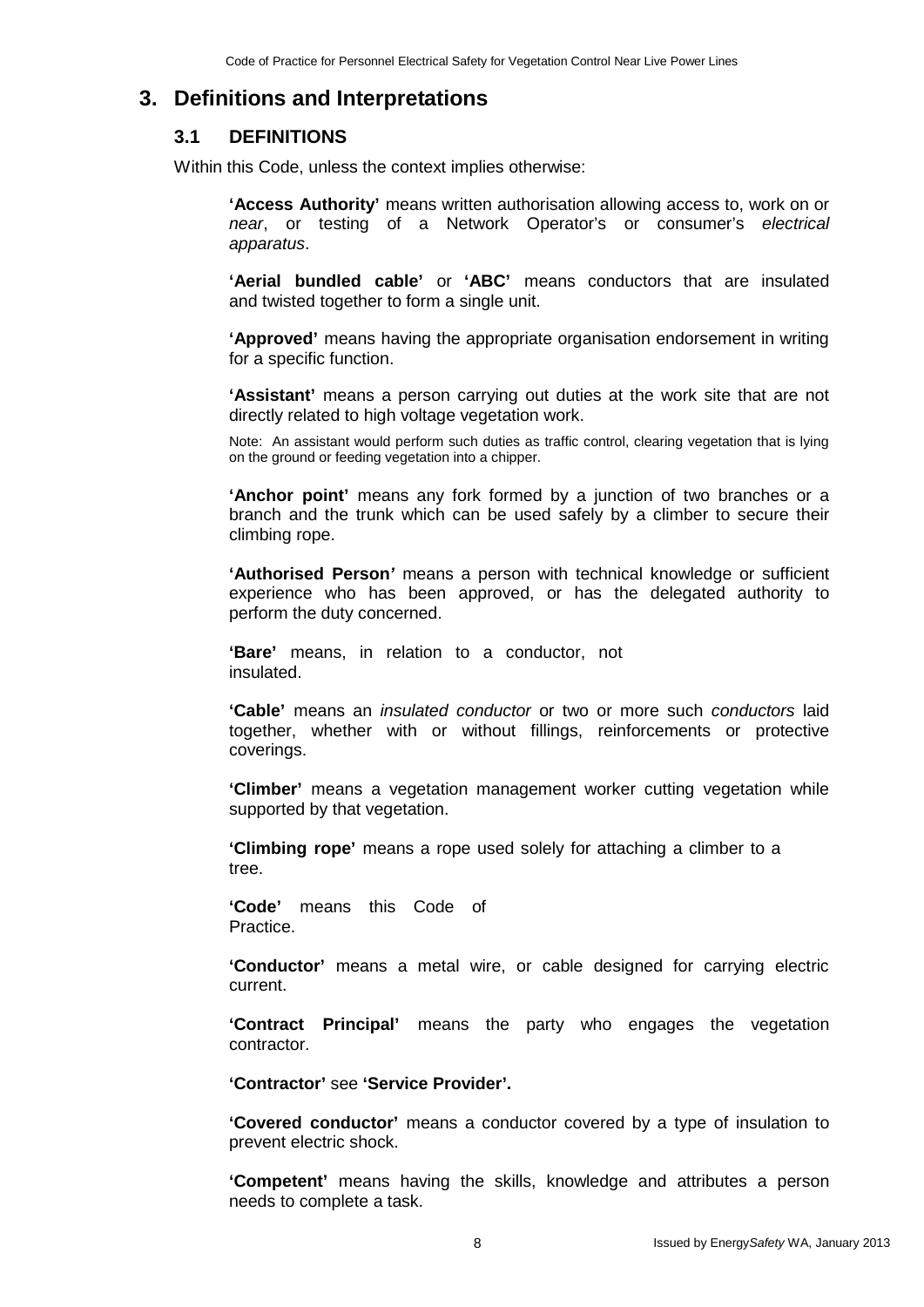# 3. Definitions and Interpretations

## 3.1 DEFINITIONS

Within this Code, unless the context implies otherwise:

**'Access Authority'** means written authorisation allowing access to, work on or *near*, or testing of a Network Operator's or consumer's *electrical apparatus*.

**'Aerial bundled cable'** or **'ABC'** means conductors that are insulated and twisted together to form a single unit.

**'Approved'** means having the appropriate organisation endorsement in writing for a specific function.

**'Assistant'** means a person carrying out duties at the work site that are not directly related to high voltage vegetation work.

Note: An assistant would perform such duties as traffic control, clearing vegetation that is lying on the ground or feeding vegetation into a chipper.

**'Anchor point'** means any fork formed by a junction of two branches or a branch and the trunk which can be used safely by a climber to secure their climbing rope.

**'Authorised Person'** means a person with technical knowledge or sufficient experience who has been approved, or has the delegated authority to perform the duty concerned.

**'Bare'** means, in relation to a conductor, not insulated.

**'Cable'** means an *insulated conductor* or two or more such *conductors* laid together, whether with or without fillings, reinforcements or protective coverings.

**'Climber'** means a vegetation management worker cutting vegetation while supported by that vegetation.

**'Climbing rope'** means a rope used solely for attaching a climber to a tree.

**'Code'** means this Code of Practice.

**'Conductor'** means a metal wire, or cable designed for carrying electric current.

**'Contract Principal'** means the party who engages the vegetation contractor.

**'Contractor'** see **'Service Provider'.**

**'Covered conductor'** means a conductor covered by a type of insulation to prevent electric shock.

**'Competent'** means having the skills, knowledge and attributes a person needs to complete a task.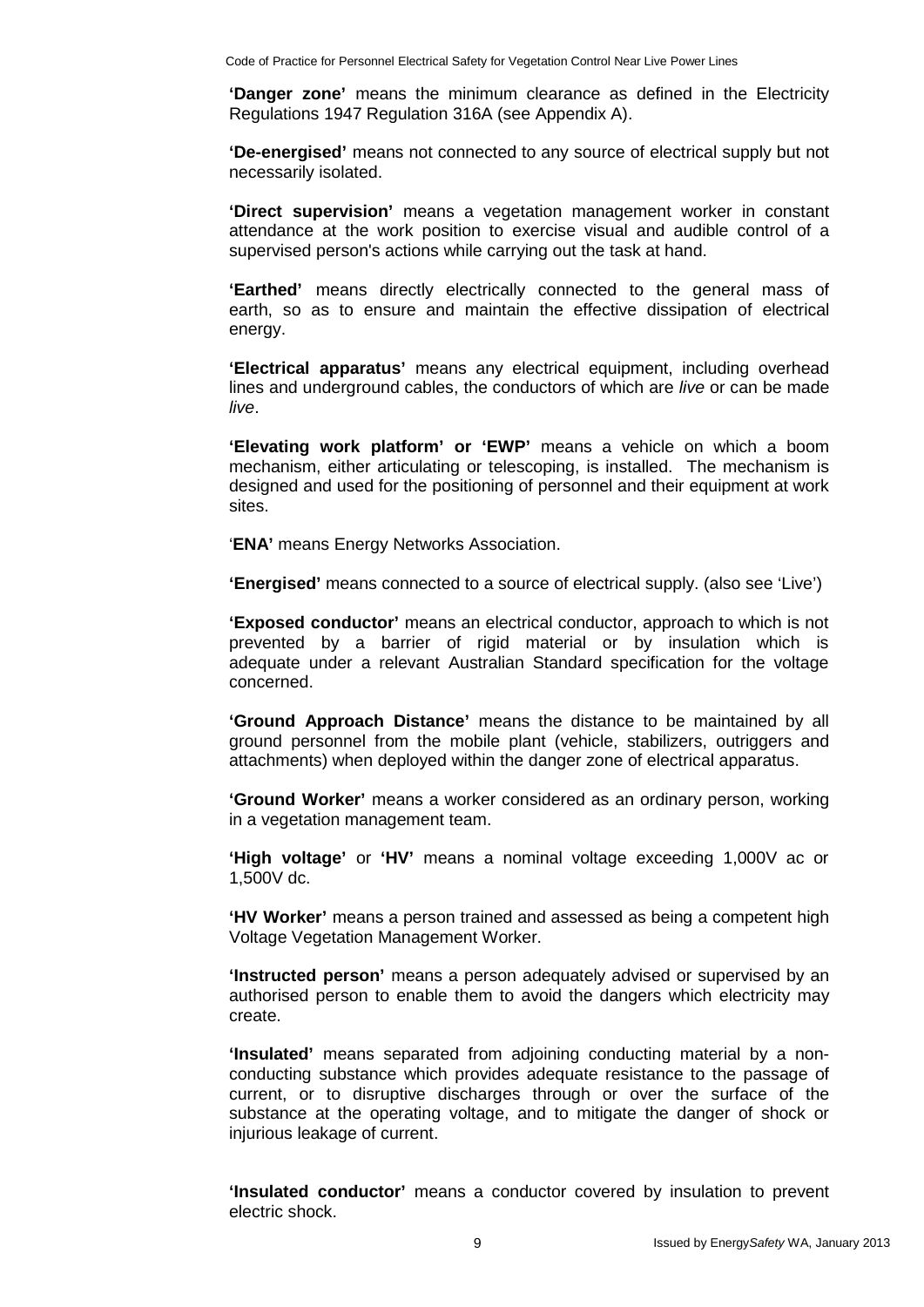**'Danger zone'** means the minimum clearance as defined in the Electricity Regulations 1947 Regulation 316A (see Appendix A).

**'De-energised'** means not connected to any source of electrical supply but not necessarily isolated.

**'Direct supervision'** means a vegetation management worker in constant attendance at the work position to exercise visual and audible control of a supervised person's actions while carrying out the task at hand.

**'Earthed'** means directly electrically connected to the general mass of earth, so as to ensure and maintain the effective dissipation of electrical energy.

**'Electrical apparatus'** means any electrical equipment, including overhead lines and underground cables, the conductors of which are *live* or can be made *live*.

**'Elevating work platform' or 'EWP'** means a vehicle on which a boom mechanism, either articulating or telescoping, is installed. The mechanism is designed and used for the positioning of personnel and their equipment at work sites.

'**ENA'** means Energy Networks Association.

**'Energised'** means connected to a source of electrical supply. (also see 'Live')

**'Exposed conductor'** means an electrical conductor, approach to which is not prevented by a barrier of rigid material or by insulation which is adequate under a relevant Australian Standard specification for the voltage concerned.

**'Ground Approach Distance'** means the distance to be maintained by all ground personnel from the mobile plant (vehicle, stabilizers, outriggers and attachments) when deployed within the danger zone of electrical apparatus.

**'Ground Worker'** means a worker considered as an ordinary person, working in a vegetation management team.

**'High voltage'** or **'HV'** means a nominal voltage exceeding 1,000V ac or 1,500V dc.

**'HV Worker'** means a person trained and assessed as being a competent high Voltage Vegetation Management Worker.

**'Instructed person'** means a person adequately advised or supervised by an authorised person to enable them to avoid the dangers which electricity may create.

**'Insulated'** means separated from adjoining conducting material by a non-conducting substance which provides adequate resistance to the passage of current, or to disruptive discharges through or over the surface of the substance at the operating voltage, and to mitigate the danger of shock or injurious leakage of current.

**'Insulated conductor'** means a conductor covered by insulation to prevent electric shock.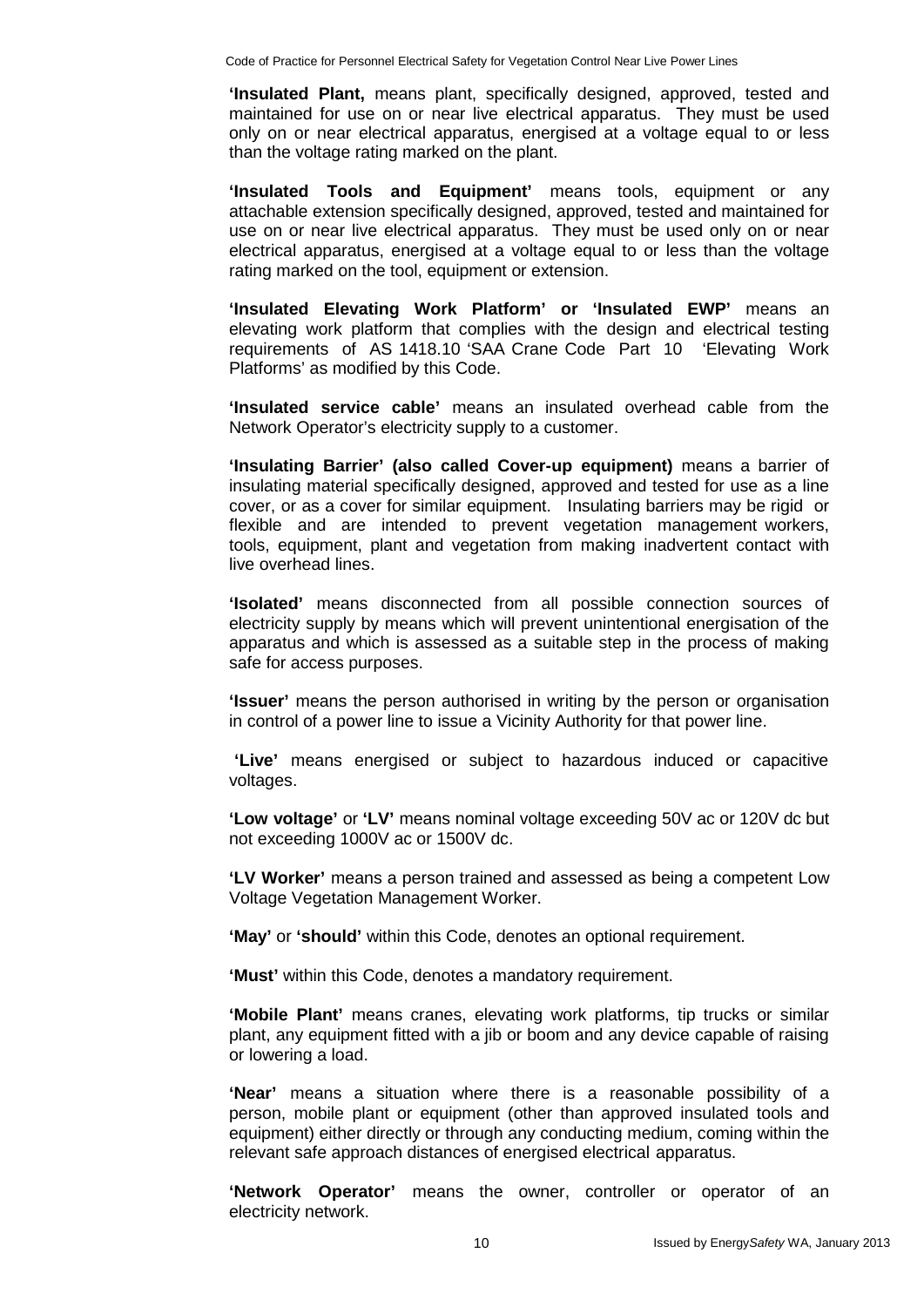**'Insulated Plant,** means plant, specifically designed, approved, tested and maintained for use on or near live electrical apparatus. They must be used only on or near electrical apparatus, energised at a voltage equal to or less than the voltage rating marked on the plant.

**'Insulated Tools and Equipment'** means tools, equipment or any attachable extension specifically designed, approved, tested and maintained for use on or near live electrical apparatus. They must be used only on or near electrical apparatus, energised at a voltage equal to or less than the voltage rating marked on the tool, equipment or extension.

**'Insulated Elevating Work Platform' or 'Insulated EWP'** means an elevating work platform that complies with the design and electrical testing requirements of AS 1418.10 'SAA Crane Code Part 10 'Elevating Work Platforms' as modified by this Code.

**'Insulated service cable'** means an insulated overhead cable from the Network Operator's electricity supply to a customer.

**'Insulating Barrier' (also called Cover-up equipment)** means a barrier of insulating material specifically designed, approved and tested for use as a line cover, or as a cover for similar equipment. Insulating barriers may be rigid or flexible and are intended to prevent vegetation management workers, tools, equipment, plant and vegetation from making inadvertent contact with live overhead lines.

**'Isolated'** means disconnected from all possible connection sources of electricity supply by means which will prevent unintentional energisation of the apparatus and which is assessed as a suitable step in the process of making safe for access purposes.

**'Issuer'** means the person authorised in writing by the person or organisation in control of a power line to issue a Vicinity Authority for that power line.

**'Live'** means energised or subject to hazardous induced or capacitive voltages.

**'Low voltage'** or **'LV'** means nominal voltage exceeding 50V ac or 120V dc but not exceeding 1000V ac or 1500V dc.

**'LV Worker'** means a person trained and assessed as being a competent Low Voltage Vegetation Management Worker.

**'May'** or **'should'** within this Code, denotes an optional requirement.

**'Must'** within this Code, denotes a mandatory requirement.

**'Mobile Plant'** means cranes, elevating work platforms, tip trucks or similar plant, any equipment fitted with a jib or boom and any device capable of raising or lowering a load.

**'Near'** means a situation where there is a reasonable possibility of a person, mobile plant or equipment (other than approved insulated tools and equipment) either directly or through any conducting medium, coming within the relevant safe approach distances of energised electrical apparatus.

**'Network Operator'** means the owner, controller or operator of an electricity network.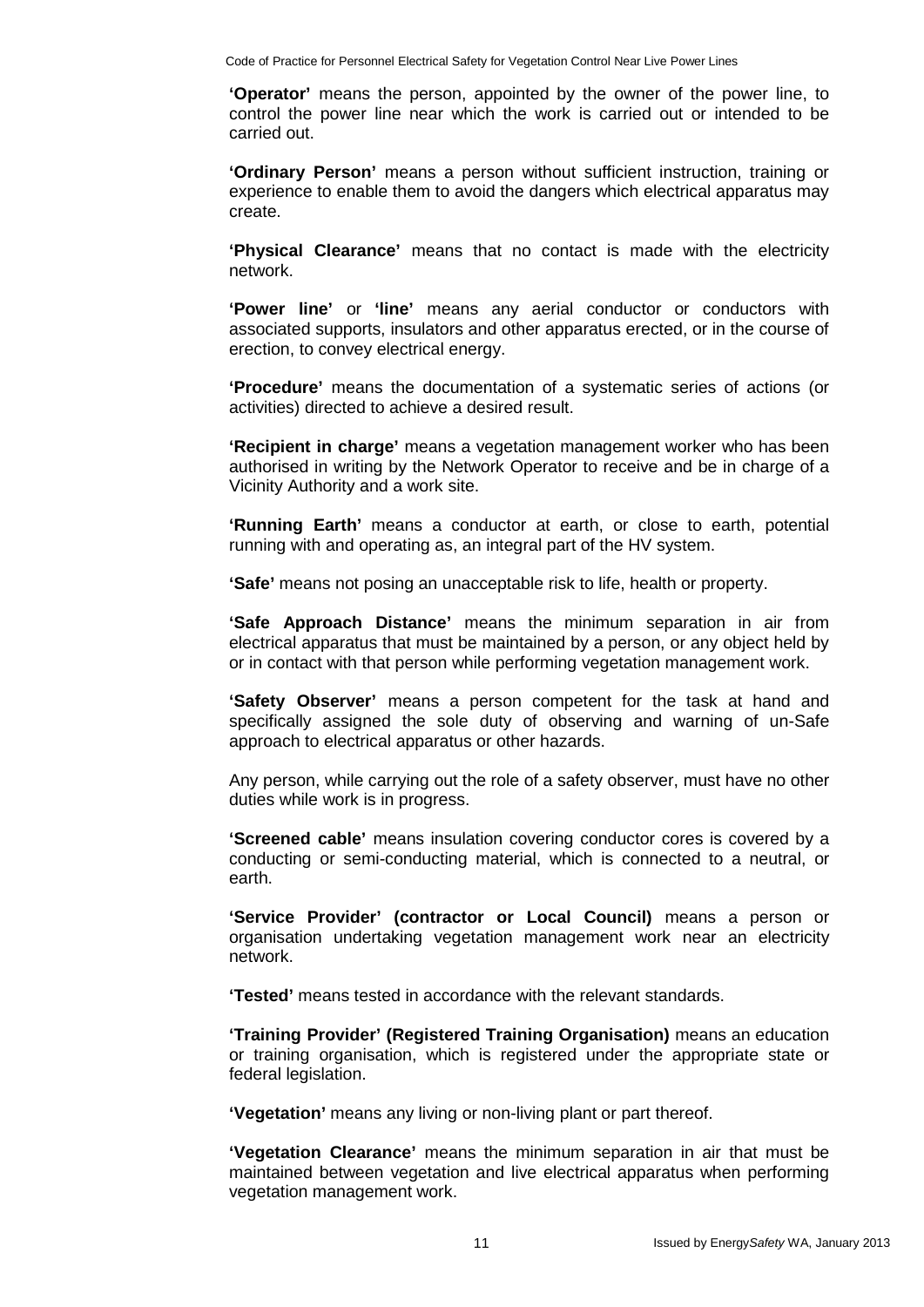**'Operator'** means the person, appointed by the owner of the power line, to control the power line near which the work is carried out or intended to be carried out.

**'Ordinary Person'** means a person without sufficient instruction, training or experience to enable them to avoid the dangers which electrical apparatus may create.

**'Physical Clearance'** means that no contact is made with the electricity network.

**'Power line'** or **'line'** means any aerial conductor or conductors with associated supports, insulators and other apparatus erected, or in the course of erection, to convey electrical energy.

**'Procedure'** means the documentation of a systematic series of actions (or activities) directed to achieve a desired result.

**'Recipient in charge'** means a vegetation management worker who has been authorised in writing by the Network Operator to receive and be in charge of a Vicinity Authority and a work site.

**'Running Earth'** means a conductor at earth, or close to earth, potential running with and operating as, an integral part of the HV system.

**'Safe'** means not posing an unacceptable risk to life, health or property.

**'Safe Approach Distance'** means the minimum separation in air from electrical apparatus that must be maintained by a person, or any object held by or in contact with that person while performing vegetation management work.

**'Safety Observer'** means a person competent for the task at hand and specifically assigned the sole duty of observing and warning of un-Safe approach to electrical apparatus or other hazards.

Any person, while carrying out the role of a safety observer, must have no other duties while work is in progress.

**'Screened cable'** means insulation covering conductor cores is covered by a conducting or semi-conducting material, which is connected to a neutral, or earth.

**'Service Provider' (contractor or Local Council)** means a person or organisation undertaking vegetation management work near an electricity network.

**'Tested'** means tested in accordance with the relevant standards.

**'Training Provider' (Registered Training Organisation)** means an education or training organisation, which is registered under the appropriate state or federal legislation.

**'Vegetation'** means any living or non-living plant or part thereof.

**'Vegetation Clearance'** means the minimum separation in air that must be maintained between vegetation and live electrical apparatus when performing vegetation management work.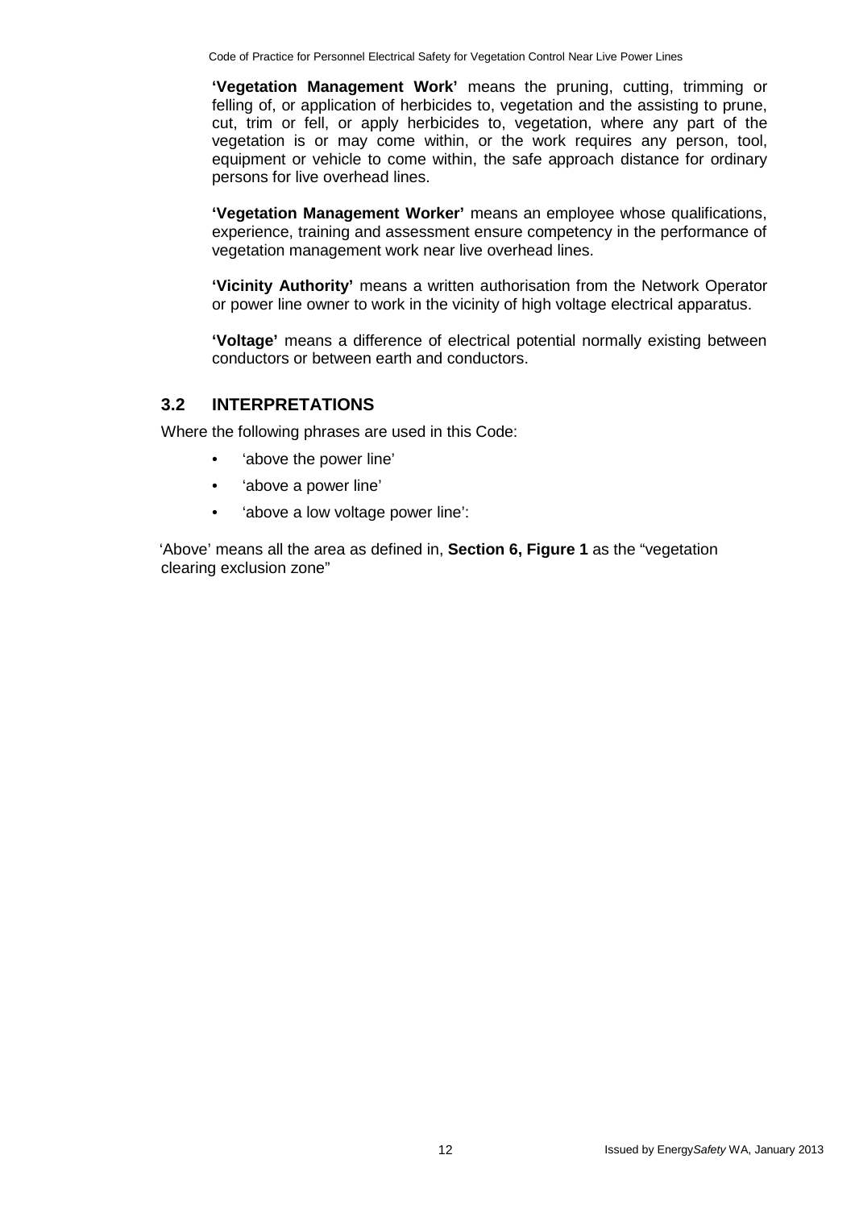**'Vegetation Management Work'** means the pruning, cutting, trimming or felling of, or application of herbicides to, vegetation and the assisting to prune, cut, trim or fell, or apply herbicides to, vegetation, where any part of the vegetation is or may come within, or the work requires any person, tool, equipment or vehicle to come within, the safe approach distance for ordinary persons for live overhead lines.

**'Vegetation Management Worker'** means an employee whose qualifications, experience, training and assessment ensure competency in the performance of vegetation management work near live overhead lines.

**'Vicinity Authority'** means a written authorisation from the Network Operator or power line owner to work in the vicinity of high voltage electrical apparatus.

**'Voltage'** means a difference of electrical potential normally existing between conductors or between earth and conductors.

## 3.2 INTERPRETATIONS

Where the following phrases are used in this Code:

- 'above the power line'
- 'above a power line'
- 'above a low voltage power line':

'Above' means all the area as defined in, **Section 6, Figure 1** as the "vegetation clearing exclusion zone"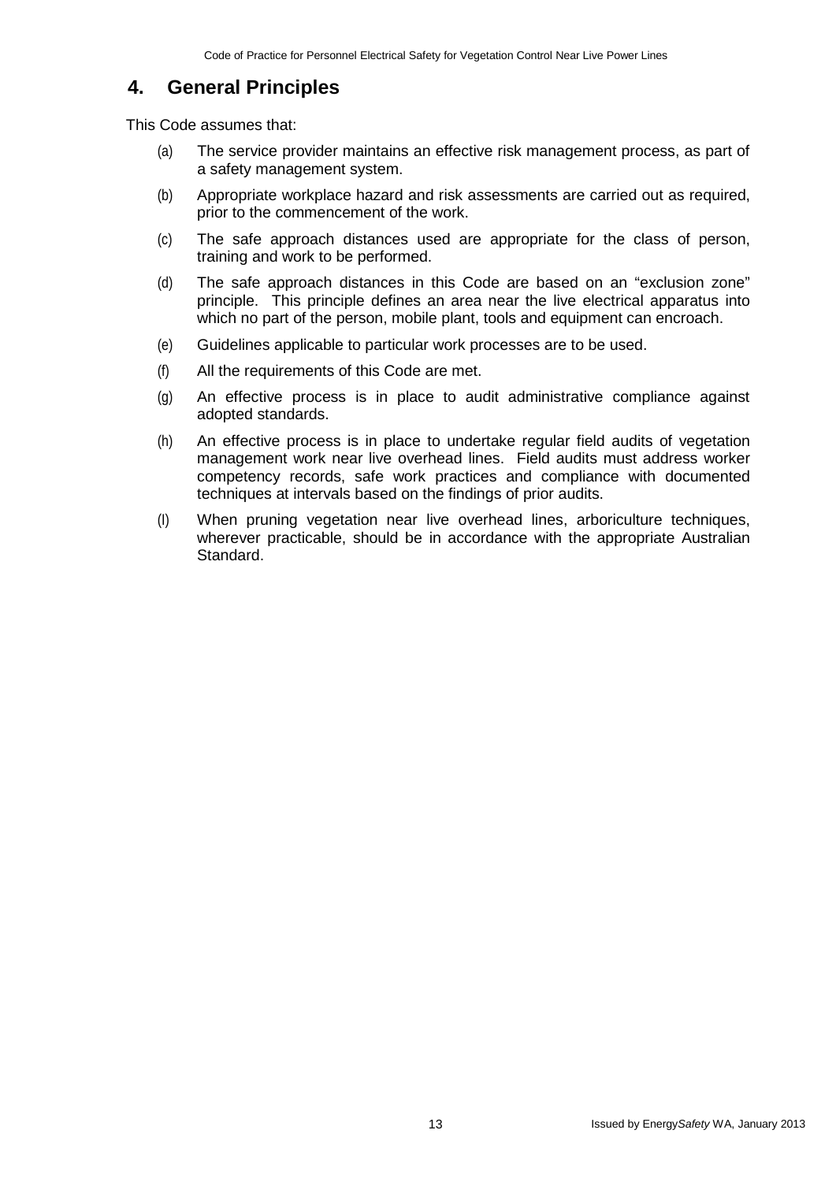# 4. General Principles

This Code assumes that:

(a) The service provider maintains an effective risk management process, as part of a safety management system.

(b) Appropriate workplace hazard and risk assessments are carried out as required, prior to the commencement of the work.

(c) The safe approach distances used are appropriate for the class of person, training and work to be performed.

(d) The safe approach distances in this Code are based on an "exclusion zone" principle. This principle defines an area near the live electrical apparatus into which no part of the person, mobile plant, tools and equipment can encroach.

(e) Guidelines applicable to particular work processes are to be used.

(f) All the requirements of this Code are met.

(g) An effective process is in place to audit administrative compliance against adopted standards.

(h) An effective process is in place to undertake regular field audits of vegetation management work near live overhead lines. Field audits must address worker competency records, safe work practices and compliance with documented techniques at intervals based on the findings of prior audits.

(I) When pruning vegetation near live overhead lines, arboriculture techniques, wherever practicable, should be in accordance with the appropriate Australian Standard.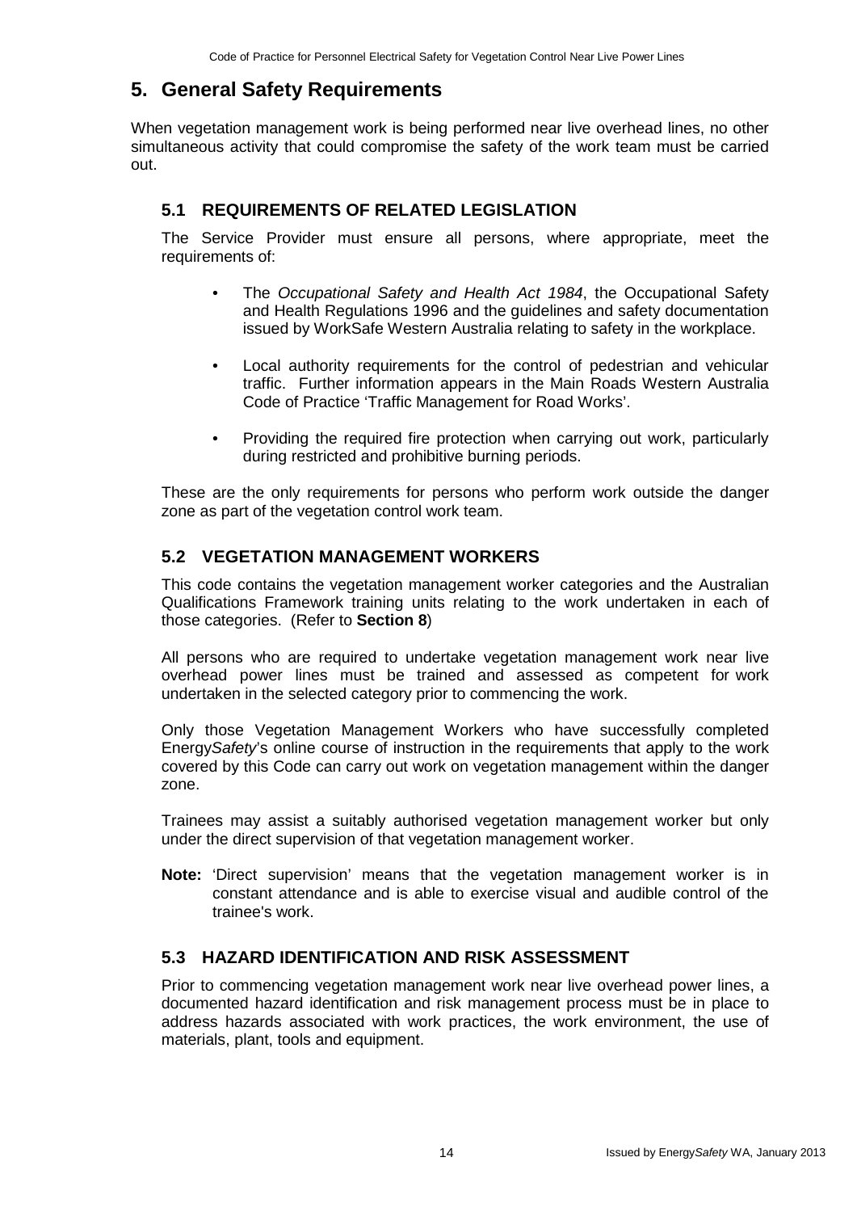# 5. General Safety Requirements

When vegetation management work is being performed near live overhead lines, no other simultaneous activity that could compromise the safety of the work team must be carried out.

## 5.1 REQUIREMENTS OF RELATED LEGISLATION

The Service Provider must ensure all persons, where appropriate, meet the requirements of:

- The *Occupational Safety and Health Act 1984*, the Occupational Safety and Health Regulations 1996 and the guidelines and safety documentation issued by WorkSafe Western Australia relating to safety in the workplace.
- Local authority requirements for the control of pedestrian and vehicular traffic. Further information appears in the Main Roads Western Australia Code of Practice 'Traffic Management for Road Works'.
- Providing the required fire protection when carrying out work, particularly during restricted and prohibitive burning periods.

These are the only requirements for persons who perform work outside the danger zone as part of the vegetation control work team.

## 5.2 VEGETATION MANAGEMENT WORKERS

This code contains the vegetation management worker categories and the Australian Qualifications Framework training units relating to the work undertaken in each of those categories. (Refer to **Section 8**)

All persons who are required to undertake vegetation management work near live overhead power lines must be trained and assessed as competent for work undertaken in the selected category prior to commencing the work.

Only those Vegetation Management Workers who have successfully completed Energy*Safety*'s online course of instruction in the requirements that apply to the work covered by this Code can carry out work on vegetation management within the danger zone.

Trainees may assist a suitably authorised vegetation management worker but only under the direct supervision of that vegetation management worker.

**Note:** 'Direct supervision' means that the vegetation management worker is in constant attendance and is able to exercise visual and audible control of the trainee's work.

## 5.3 HAZARD IDENTIFICATION AND RISK ASSESSMENT

Prior to commencing vegetation management work near live overhead power lines, a documented hazard identification and risk management process must be in place to address hazards associated with work practices, the work environment, the use of materials, plant, tools and equipment.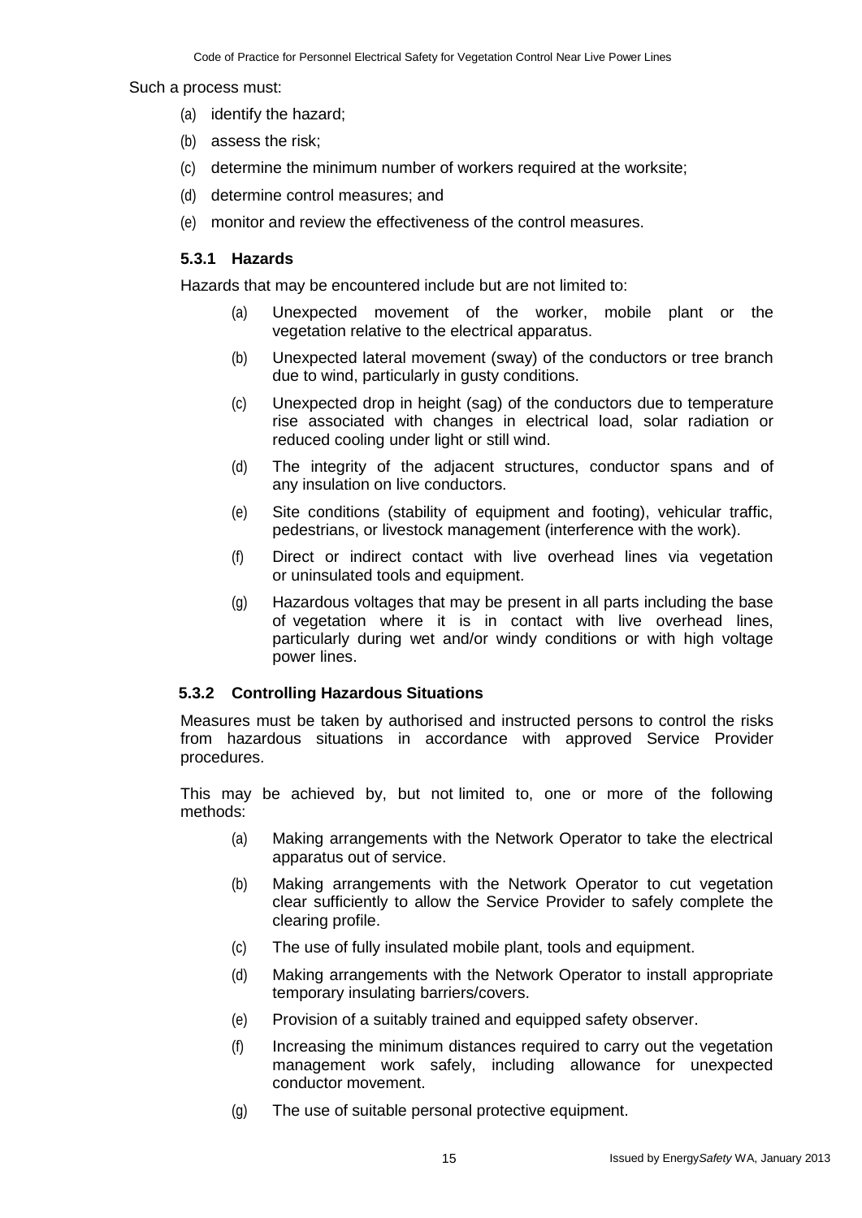Such a process must:

(a) identify the hazard;

(b) assess the risk;

(c) determine the minimum number of workers required at the worksite;

(d) determine control measures; and

(e) monitor and review the effectiveness of the control measures.

### 5.3.1 Hazards

Hazards that may be encountered include but are not limited to:

(a) Unexpected movement of the worker, mobile plant or the vegetation relative to the electrical apparatus.

(b) Unexpected lateral movement (sway) of the conductors or tree branch due to wind, particularly in gusty conditions.

(c) Unexpected drop in height (sag) of the conductors due to temperature rise associated with changes in electrical load, solar radiation or reduced cooling under light or still wind.

(d) The integrity of the adjacent structures, conductor spans and of any insulation on live conductors.

(e) Site conditions (stability of equipment and footing), vehicular traffic, pedestrians, or livestock management (interference with the work).

(f) Direct or indirect contact with live overhead lines via vegetation or uninsulated tools and equipment.

(g) Hazardous voltages that may be present in all parts including the base of vegetation where it is in contact with live overhead lines, particularly during wet and/or windy conditions or with high voltage power lines.

### 5.3.2 Controlling Hazardous Situations

Measures must be taken by authorised and instructed persons to control the risks from hazardous situations in accordance with approved Service Provider procedures.

This may be achieved by, but not limited to, one or more of the following methods:

(a) Making arrangements with the Network Operator to take the electrical apparatus out of service.

(b) Making arrangements with the Network Operator to cut vegetation clear sufficiently to allow the Service Provider to safely complete the clearing profile.

(c) The use of fully insulated mobile plant, tools and equipment.

(d) Making arrangements with the Network Operator to install appropriate temporary insulating barriers/covers.

(e) Provision of a suitably trained and equipped safety observer.

(f) Increasing the minimum distances required to carry out the vegetation management work safely, including allowance for unexpected conductor movement.

(g) The use of suitable personal protective equipment.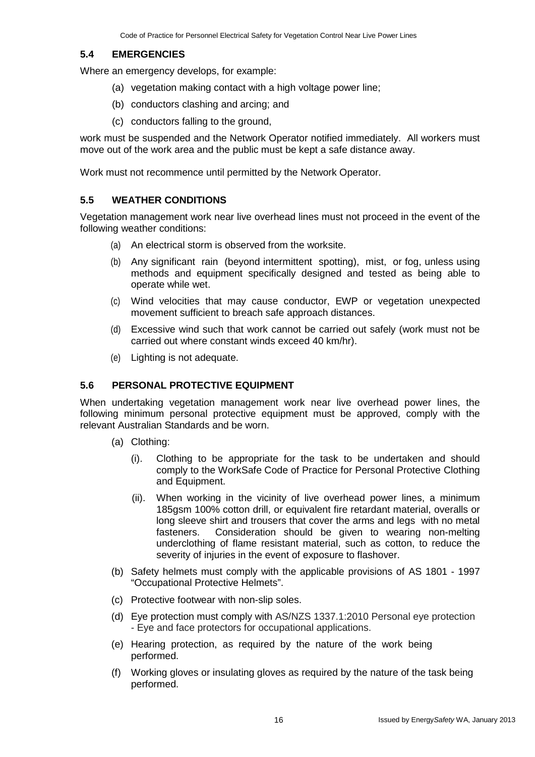## 5.4 EMERGENCIES

Where an emergency develops, for example:

(a) vegetation making contact with a high voltage power line;

(b) conductors clashing and arcing; and

(c) conductors falling to the ground,

work must be suspended and the Network Operator notified immediately. All workers must move out of the work area and the public must be kept a safe distance away.

Work must not recommence until permitted by the Network Operator.

## 5.5 WEATHER CONDITIONS

Vegetation management work near live overhead lines must not proceed in the event of the following weather conditions:

(a) An electrical storm is observed from the worksite.

(b) Any significant rain (beyond intermittent spotting), mist, or fog, unless using methods and equipment specifically designed and tested as being able to operate while wet.

(c) Wind velocities that may cause conductor, EWP or vegetation unexpected movement sufficient to breach safe approach distances.

(d) Excessive wind such that work cannot be carried out safely (work must not be carried out where constant winds exceed 40 km/hr).

(e) Lighting is not adequate.

## 5.6 PERSONAL PROTECTIVE EQUIPMENT

When undertaking vegetation management work near live overhead power lines, the following minimum personal protective equipment must be approved, comply with the relevant Australian Standards and be worn.

(a) Clothing:

   (i). Clothing to be appropriate for the task to be undertaken and should comply to the WorkSafe Code of Practice for Personal Protective Clothing and Equipment.

   (ii). When working in the vicinity of live overhead power lines, a minimum 185gsm 100% cotton drill, or equivalent fire retardant material, overalls or long sleeve shirt and trousers that cover the arms and legs with no metal fasteners. Consideration should be given to wearing non-melting underclothing of flame resistant material, such as cotton, to reduce the severity of injuries in the event of exposure to flashover.

(b) Safety helmets must comply with the applicable provisions of AS 1801 - 1997 "Occupational Protective Helmets".

(c) Protective footwear with non-slip soles.

(d) Eye protection must comply with AS/NZS 1337.1:2010 Personal eye protection - Eye and face protectors for occupational applications.

(e) Hearing protection, as required by the nature of the work being performed.

(f) Working gloves or insulating gloves as required by the nature of the task being performed.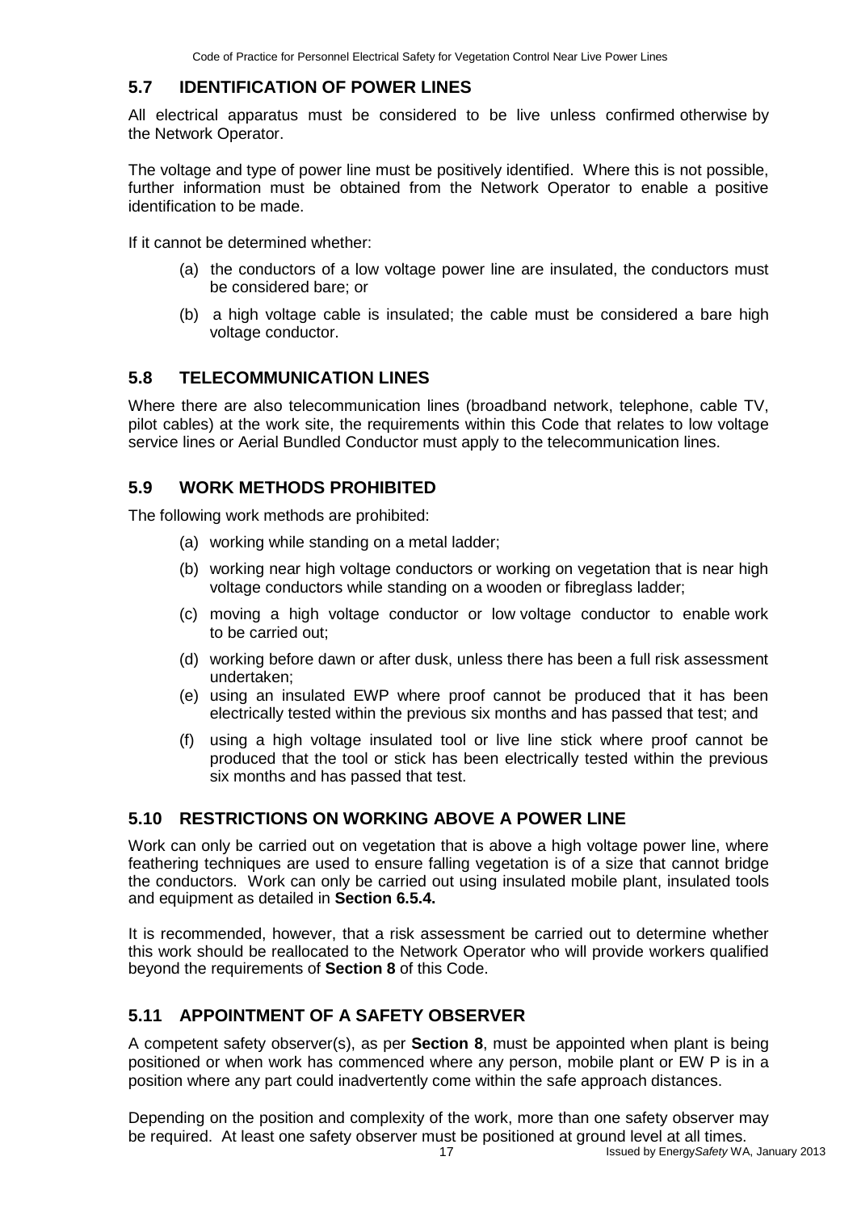## 5.7 IDENTIFICATION OF POWER LINES

All electrical apparatus must be considered to be live unless confirmed otherwise by the Network Operator.

The voltage and type of power line must be positively identified. Where this is not possible, further information must be obtained from the Network Operator to enable a positive identification to be made.

If it cannot be determined whether:

(a) the conductors of a low voltage power line are insulated, the conductors must be considered bare; or

(b) a high voltage cable is insulated; the cable must be considered a bare high voltage conductor.

## 5.8 TELECOMMUNICATION LINES

Where there are also telecommunication lines (broadband network, telephone, cable TV, pilot cables) at the work site, the requirements within this Code that relates to low voltage service lines or Aerial Bundled Conductor must apply to the telecommunication lines.

## 5.9 WORK METHODS PROHIBITED

The following work methods are prohibited:

(a) working while standing on a metal ladder;

(b) working near high voltage conductors or working on vegetation that is near high voltage conductors while standing on a wooden or fibreglass ladder;

(c) moving a high voltage conductor or low voltage conductor to enable work to be carried out;

(d) working before dawn or after dusk, unless there has been a full risk assessment undertaken;

(e) using an insulated EWP where proof cannot be produced that it has been electrically tested within the previous six months and has passed that test; and

(f) using a high voltage insulated tool or live line stick where proof cannot be produced that the tool or stick has been electrically tested within the previous six months and has passed that test.

## 5.10 RESTRICTIONS ON WORKING ABOVE A POWER LINE

Work can only be carried out on vegetation that is above a high voltage power line, where feathering techniques are used to ensure falling vegetation is of a size that cannot bridge the conductors. Work can only be carried out using insulated mobile plant, insulated tools and equipment as detailed in **Section 6.5.4.**

It is recommended, however, that a risk assessment be carried out to determine whether this work should be reallocated to the Network Operator who will provide workers qualified beyond the requirements of **Section 8** of this Code.

## 5.11 APPOINTMENT OF A SAFETY OBSERVER

A competent safety observer(s), as per **Section 8**, must be appointed when plant is being positioned or when work has commenced where any person, mobile plant or EW P is in a position where any part could inadvertently come within the safe approach distances.

Depending on the position and complexity of the work, more than one safety observer may be required. At least one safety observer must be positioned at ground level at all times.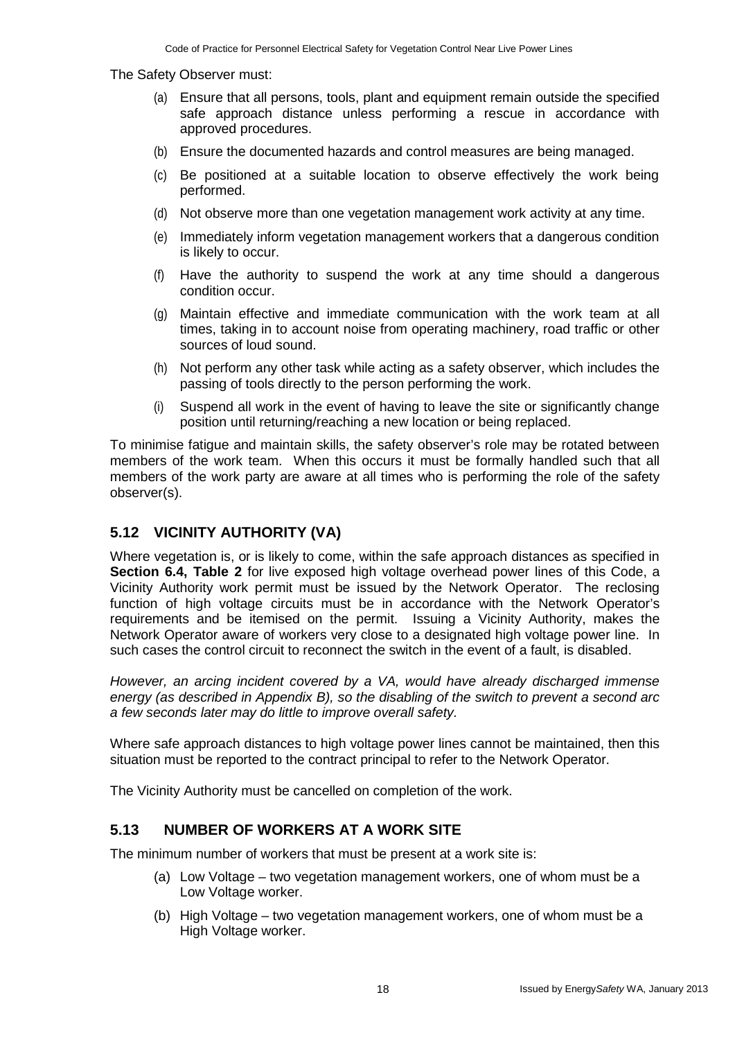The Safety Observer must:

(a) Ensure that all persons, tools, plant and equipment remain outside the specified safe approach distance unless performing a rescue in accordance with approved procedures.

(b) Ensure the documented hazards and control measures are being managed.

(c) Be positioned at a suitable location to observe effectively the work being performed.

(d) Not observe more than one vegetation management work activity at any time.

(e) Immediately inform vegetation management workers that a dangerous condition is likely to occur.

(f) Have the authority to suspend the work at any time should a dangerous condition occur.

(g) Maintain effective and immediate communication with the work team at all times, taking in to account noise from operating machinery, road traffic or other sources of loud sound.

(h) Not perform any other task while acting as a safety observer, which includes the passing of tools directly to the person performing the work.

(i) Suspend all work in the event of having to leave the site or significantly change position until returning/reaching a new location or being replaced.

To minimise fatigue and maintain skills, the safety observer's role may be rotated between members of the work team. When this occurs it must be formally handled such that all members of the work party are aware at all times who is performing the role of the safety observer(s).

## 5.12 VICINITY AUTHORITY (VA)

Where vegetation is, or is likely to come, within the safe approach distances as specified in **Section 6.4, Table 2** for live exposed high voltage overhead power lines of this Code, a Vicinity Authority work permit must be issued by the Network Operator. The reclosing function of high voltage circuits must be in accordance with the Network Operator's requirements and be itemised on the permit. Issuing a Vicinity Authority, makes the Network Operator aware of workers very close to a designated high voltage power line. In such cases the control circuit to reconnect the switch in the event of a fault, is disabled.

*However, an arcing incident covered by a VA, would have already discharged immense energy (as described in Appendix B), so the disabling of the switch to prevent a second arc a few seconds later may do little to improve overall safety.*

Where safe approach distances to high voltage power lines cannot be maintained, then this situation must be reported to the contract principal to refer to the Network Operator.

The Vicinity Authority must be cancelled on completion of the work.

## 5.13 NUMBER OF WORKERS AT A WORK SITE

The minimum number of workers that must be present at a work site is:

(a) Low Voltage – two vegetation management workers, one of whom must be a Low Voltage worker.

(b) High Voltage – two vegetation management workers, one of whom must be a High Voltage worker.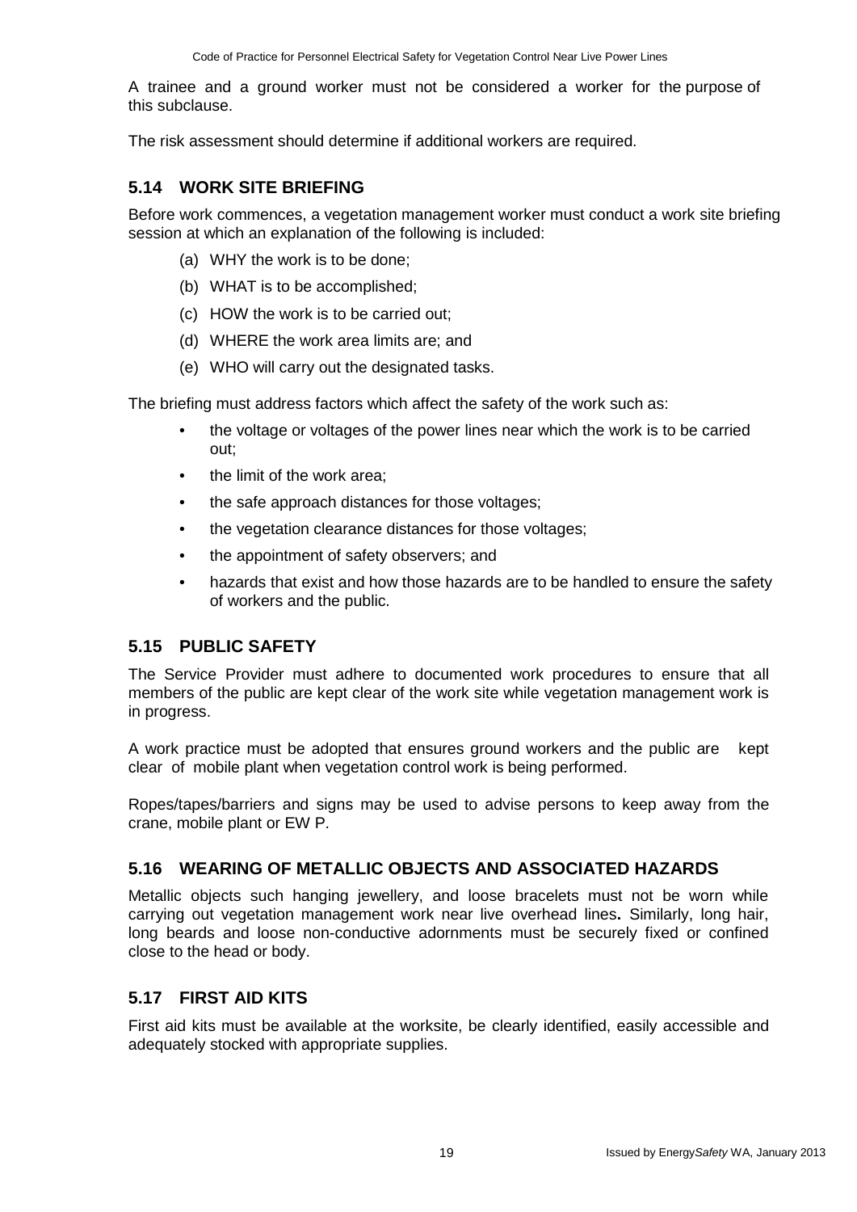A trainee and a ground worker must not be considered a worker for the purpose of this subclause.

The risk assessment should determine if additional workers are required.

## 5.14 WORK SITE BRIEFING

Before work commences, a vegetation management worker must conduct a work site briefing session at which an explanation of the following is included:

(a) WHY the work is to be done;

(b) WHAT is to be accomplished;

(c) HOW the work is to be carried out;

(d) WHERE the work area limits are; and

(e) WHO will carry out the designated tasks.

The briefing must address factors which affect the safety of the work such as:

- the voltage or voltages of the power lines near which the work is to be carried out;
- the limit of the work area;
- the safe approach distances for those voltages;
- the vegetation clearance distances for those voltages;
- the appointment of safety observers; and
- hazards that exist and how those hazards are to be handled to ensure the safety of workers and the public.

## 5.15 PUBLIC SAFETY

The Service Provider must adhere to documented work procedures to ensure that all members of the public are kept clear of the work site while vegetation management work is in progress.

A work practice must be adopted that ensures ground workers and the public are kept clear of mobile plant when vegetation control work is being performed.

Ropes/tapes/barriers and signs may be used to advise persons to keep away from the crane, mobile plant or EW P.

## 5.16 WEARING OF METALLIC OBJECTS AND ASSOCIATED HAZARDS

Metallic objects such hanging jewellery, and loose bracelets must not be worn while carrying out vegetation management work near live overhead lines**.** Similarly, long hair, long beards and loose non-conductive adornments must be securely fixed or confined close to the head or body.

## 5.17 FIRST AID KITS

First aid kits must be available at the worksite, be clearly identified, easily accessible and adequately stocked with appropriate supplies.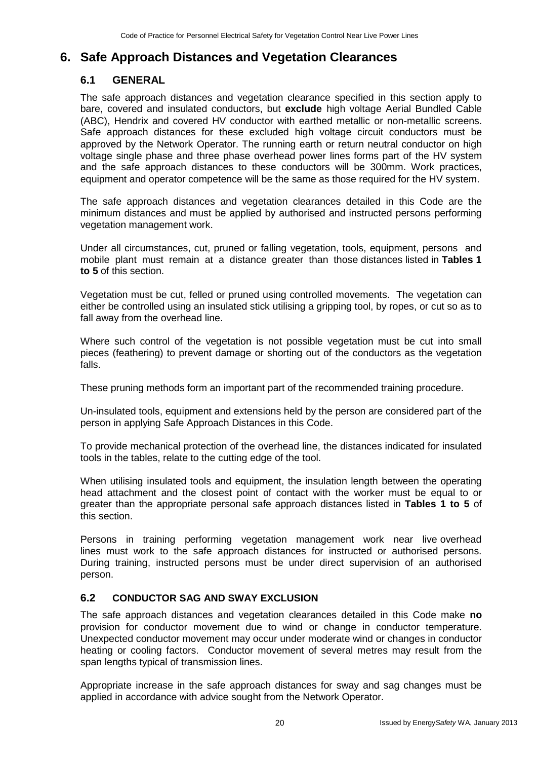# 6. Safe Approach Distances and Vegetation Clearances

## 6.1 GENERAL

The safe approach distances and vegetation clearance specified in this section apply to bare, covered and insulated conductors, but **exclude** high voltage Aerial Bundled Cable (ABC), Hendrix and covered HV conductor with earthed metallic or non-metallic screens. Safe approach distances for these excluded high voltage circuit conductors must be approved by the Network Operator. The running earth or return neutral conductor on high voltage single phase and three phase overhead power lines forms part of the HV system and the safe approach distances to these conductors will be 300mm. Work practices, equipment and operator competence will be the same as those required for the HV system.

The safe approach distances and vegetation clearances detailed in this Code are the minimum distances and must be applied by authorised and instructed persons performing vegetation management work.

Under all circumstances, cut, pruned or falling vegetation, tools, equipment, persons and mobile plant must remain at a distance greater than those distances listed in **Tables 1 to 5** of this section.

Vegetation must be cut, felled or pruned using controlled movements. The vegetation can either be controlled using an insulated stick utilising a gripping tool, by ropes, or cut so as to fall away from the overhead line.

Where such control of the vegetation is not possible vegetation must be cut into small pieces (feathering) to prevent damage or shorting out of the conductors as the vegetation falls.

These pruning methods form an important part of the recommended training procedure.

Un-insulated tools, equipment and extensions held by the person are considered part of the person in applying Safe Approach Distances in this Code.

To provide mechanical protection of the overhead line, the distances indicated for insulated tools in the tables, relate to the cutting edge of the tool.

When utilising insulated tools and equipment, the insulation length between the operating head attachment and the closest point of contact with the worker must be equal to or greater than the appropriate personal safe approach distances listed in **Tables 1 to 5** of this section.

Persons in training performing vegetation management work near live overhead lines must work to the safe approach distances for instructed or authorised persons. During training, instructed persons must be under direct supervision of an authorised person.

## 6.2 CONDUCTOR SAG AND SWAY EXCLUSION

The safe approach distances and vegetation clearances detailed in this Code make **no** provision for conductor movement due to wind or change in conductor temperature. Unexpected conductor movement may occur under moderate wind or changes in conductor heating or cooling factors. Conductor movement of several metres may result from the span lengths typical of transmission lines.

Appropriate increase in the safe approach distances for sway and sag changes must be applied in accordance with advice sought from the Network Operator.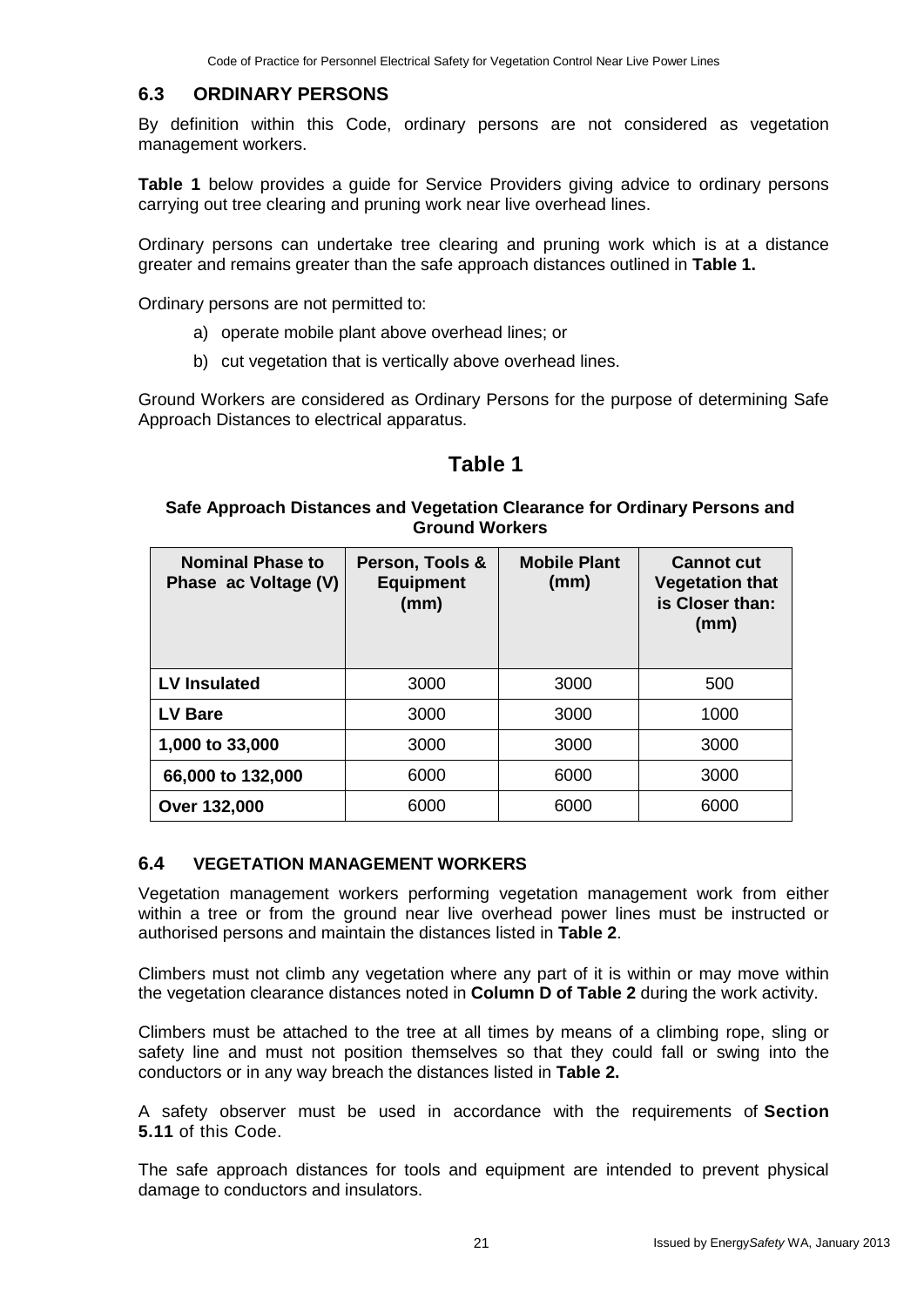## 6.3 ORDINARY PERSONS

By definition within this Code, ordinary persons are not considered as vegetation management workers.

**Table 1** below provides a guide for Service Providers giving advice to ordinary persons carrying out tree clearing and pruning work near live overhead lines.

Ordinary persons can undertake tree clearing and pruning work which is at a distance greater and remains greater than the safe approach distances outlined in **Table 1.**

Ordinary persons are not permitted to:

a) operate mobile plant above overhead lines; or

b) cut vegetation that is vertically above overhead lines.

Ground Workers are considered as Ordinary Persons for the purpose of determining Safe Approach Distances to electrical apparatus.

# Table 1

**Safe Approach Distances and Vegetation Clearance for Ordinary Persons and Ground Workers**

| Nominal Phase to Phase ac Voltage (V) | Person, Tools & Equipment (mm) | Mobile Plant (mm) | Cannot cut Vegetation that is Closer than: (mm) |
|---|---|---|---|
| **LV Insulated** | 3000 | 3000 | 500 |
| **LV Bare** | 3000 | 3000 | 1000 |
| **1,000 to 33,000** | 3000 | 3000 | 3000 |
| **66,000 to 132,000** | 6000 | 6000 | 3000 |
| **Over 132,000** | 6000 | 6000 | 6000 |

## 6.4 VEGETATION MANAGEMENT WORKERS

Vegetation management workers performing vegetation management work from either within a tree or from the ground near live overhead power lines must be instructed or authorised persons and maintain the distances listed in **Table 2**.

Climbers must not climb any vegetation where any part of it is within or may move within the vegetation clearance distances noted in **Column D of Table 2** during the work activity.

Climbers must be attached to the tree at all times by means of a climbing rope, sling or safety line and must not position themselves so that they could fall or swing into the conductors or in any way breach the distances listed in **Table 2.**

A safety observer must be used in accordance with the requirements of **Section 5.11** of this Code.

The safe approach distances for tools and equipment are intended to prevent physical damage to conductors and insulators.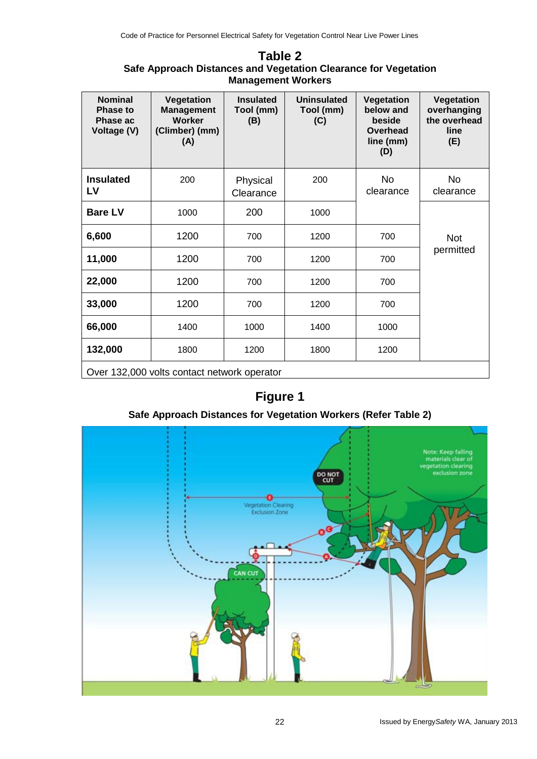## Table 2

**Safe Approach Distances and Vegetation Clearance for Vegetation Management Workers**

| Nominal Phase to Phase ac Voltage (V) | Vegetation Management Worker (Climber) (mm) (A) | Insulated Tool (mm) (B) | Uninsulated Tool (mm) (C) | Vegetation below and beside Overhead line (mm) (D) | Vegetation overhanging the overhead line (E) |
|---|---|---|---|---|---|
| **Insulated LV** | 200 | Physical Clearance | 200 | No clearance | No clearance |
| **Bare LV** | 1000 | 200 | 1000 | | Not permitted |
| **6,600** | 1200 | 700 | 1200 | 700 | |
| **11,000** | 1200 | 700 | 1200 | 700 | |
| **22,000** | 1200 | 700 | 1200 | 700 | |
| **33,000** | 1200 | 700 | 1200 | 700 | |
| **66,000** | 1400 | 1000 | 1400 | 1000 | |
| **132,000** | 1800 | 1200 | 1800 | 1200 | |
| Over 132,000 volts contact network operator | | | | | |

## Figure 1

**Safe Approach Distances for Vegetation Workers (Refer Table 2)**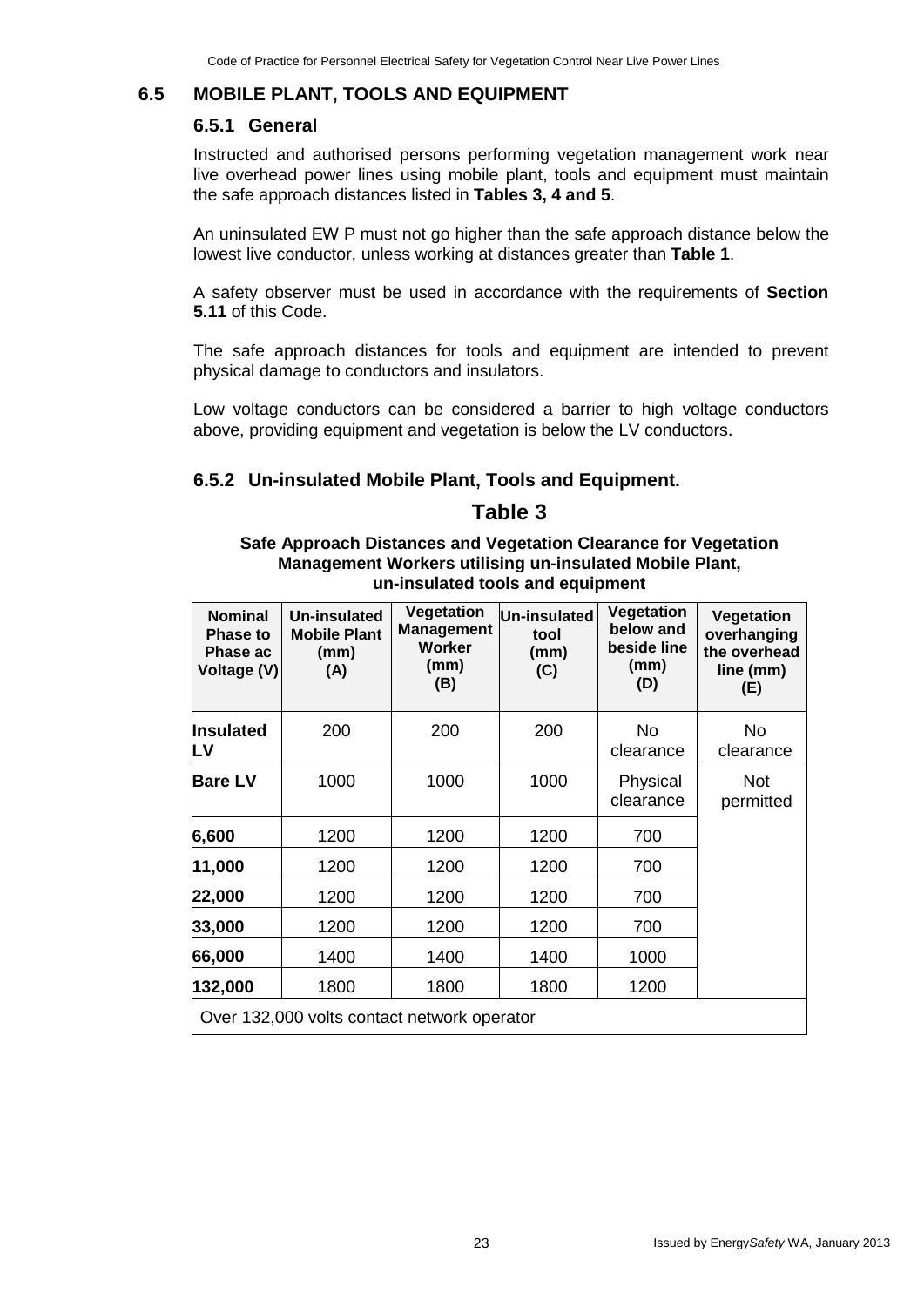## 6.5 MOBILE PLANT, TOOLS AND EQUIPMENT

### 6.5.1 General

Instructed and authorised persons performing vegetation management work near live overhead power lines using mobile plant, tools and equipment must maintain the safe approach distances listed in **Tables 3, 4 and 5**.

An uninsulated EW P must not go higher than the safe approach distance below the lowest live conductor, unless working at distances greater than **Table 1**.

A safety observer must be used in accordance with the requirements of **Section 5.11** of this Code.

The safe approach distances for tools and equipment are intended to prevent physical damage to conductors and insulators.

Low voltage conductors can be considered a barrier to high voltage conductors above, providing equipment and vegetation is below the LV conductors.

### 6.5.2 Un-insulated Mobile Plant, Tools and Equipment.

## Table 3

**Safe Approach Distances and Vegetation Clearance for Vegetation Management Workers utilising un-insulated Mobile Plant, un-insulated tools and equipment**

| Nominal Phase to Phase ac Voltage (V) | Un-insulated Mobile Plant (mm) (A) | Vegetation Management Worker (mm) (B) | Un-insulated tool (mm) (C) | Vegetation below and beside line (mm) (D) | Vegetation overhanging the overhead line (mm) (E) |
|---|---|---|---|---|---|
| **Insulated LV** | 200 | 200 | 200 | No clearance | No clearance |
| **Bare LV** | 1000 | 1000 | 1000 | Physical clearance | Not permitted |
| **6,600** | 1200 | 1200 | 1200 | 700 | |
| **11,000** | 1200 | 1200 | 1200 | 700 | |
| **22,000** | 1200 | 1200 | 1200 | 700 | |
| **33,000** | 1200 | 1200 | 1200 | 700 | |
| **66,000** | 1400 | 1400 | 1400 | 1000 | |
| **132,000** | 1800 | 1800 | 1800 | 1200 | |
| Over 132,000 volts contact network operator | | | | | |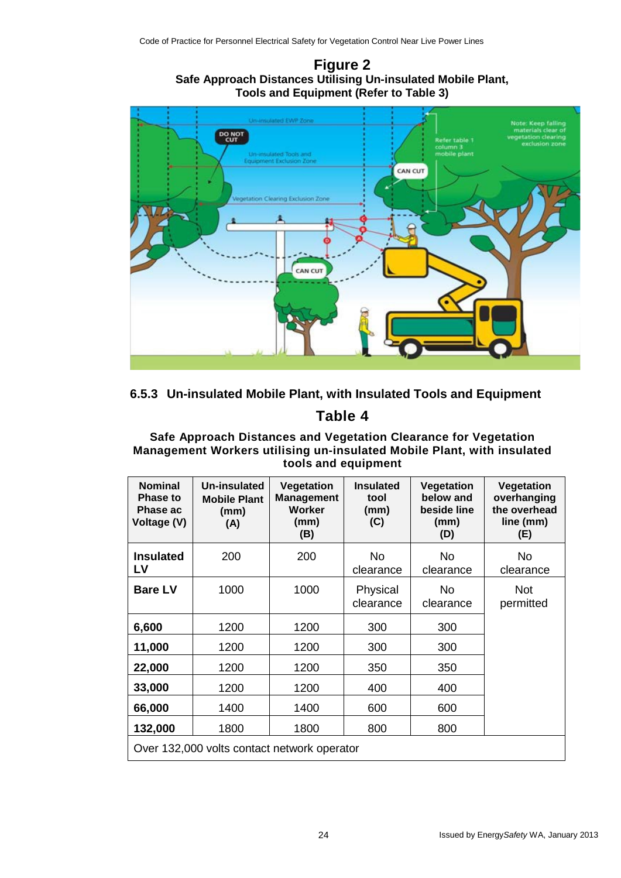**Figure 2**
**Safe Approach Distances Utilising Un-insulated Mobile Plant, Tools and Equipment (Refer to Table 3)**

### 6.5.3 Un-insulated Mobile Plant, with Insulated Tools and Equipment

## Table 4

**Safe Approach Distances and Vegetation Clearance for Vegetation Management Workers utilising un-insulated Mobile Plant, with insulated tools and equipment**

| Nominal Phase to Phase ac Voltage (V) | Un-insulated Mobile Plant (mm) (A) | Vegetation Management Worker (mm) (B) | Insulated tool (mm) (C) | Vegetation below and beside line (mm) (D) | Vegetation overhanging the overhead line (mm) (E) |
|---|---|---|---|---|---|
| **Insulated LV** | 200 | 200 | No clearance | No clearance | No clearance |
| **Bare LV** | 1000 | 1000 | Physical clearance | No clearance | Not permitted |
| **6,600** | 1200 | 1200 | 300 | 300 | |
| **11,000** | 1200 | 1200 | 300 | 300 | |
| **22,000** | 1200 | 1200 | 350 | 350 | |
| **33,000** | 1200 | 1200 | 400 | 400 | |
| **66,000** | 1400 | 1400 | 600 | 600 | |
| **132,000** | 1800 | 1800 | 800 | 800 | |
| Over 132,000 volts contact network operator | | | | | |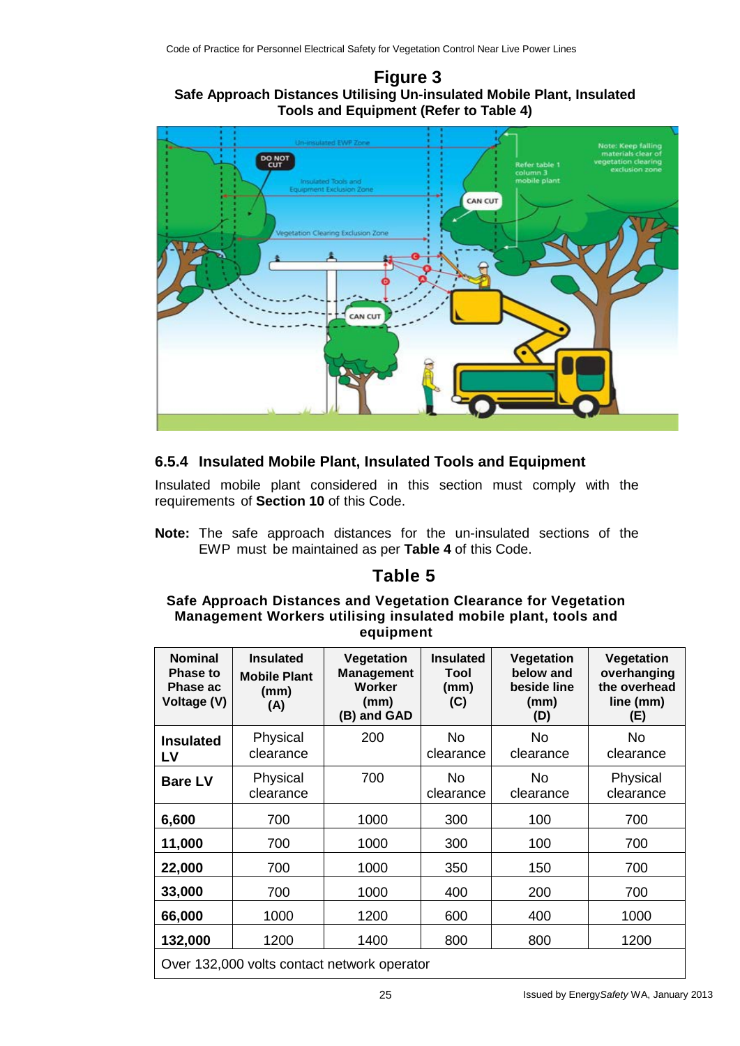**Figure 3**
**Safe Approach Distances Utilising Un-insulated Mobile Plant, Insulated Tools and Equipment (Refer to Table 4)**

### 6.5.4 Insulated Mobile Plant, Insulated Tools and Equipment

Insulated mobile plant considered in this section must comply with the requirements of **Section 10** of this Code.

**Note:** The safe approach distances for the un-insulated sections of the EWP must be maintained as per **Table 4** of this Code.

## Table 5

**Safe Approach Distances and Vegetation Clearance for Vegetation Management Workers utilising insulated mobile plant, tools and equipment**

| Nominal Phase to Phase ac Voltage (V) | Insulated Mobile Plant (mm) (A) | Vegetation Management Worker (mm) (B) and GAD | Insulated Tool (mm) (C) | Vegetation below and beside line (mm) (D) | Vegetation overhanging the overhead line (mm) (E) |
|---|---|---|---|---|---|
| **Insulated LV** | Physical clearance | 200 | No clearance | No clearance | No clearance |
| **Bare LV** | Physical clearance | 700 | No clearance | No clearance | Physical clearance |
| **6,600** | 700 | 1000 | 300 | 100 | 700 |
| **11,000** | 700 | 1000 | 300 | 100 | 700 |
| **22,000** | 700 | 1000 | 350 | 150 | 700 |
| **33,000** | 700 | 1000 | 400 | 200 | 700 |
| **66,000** | 1000 | 1200 | 600 | 400 | 1000 |
| **132,000** | 1200 | 1400 | 800 | 800 | 1200 |
| Over 132,000 volts contact network operator | | | | | |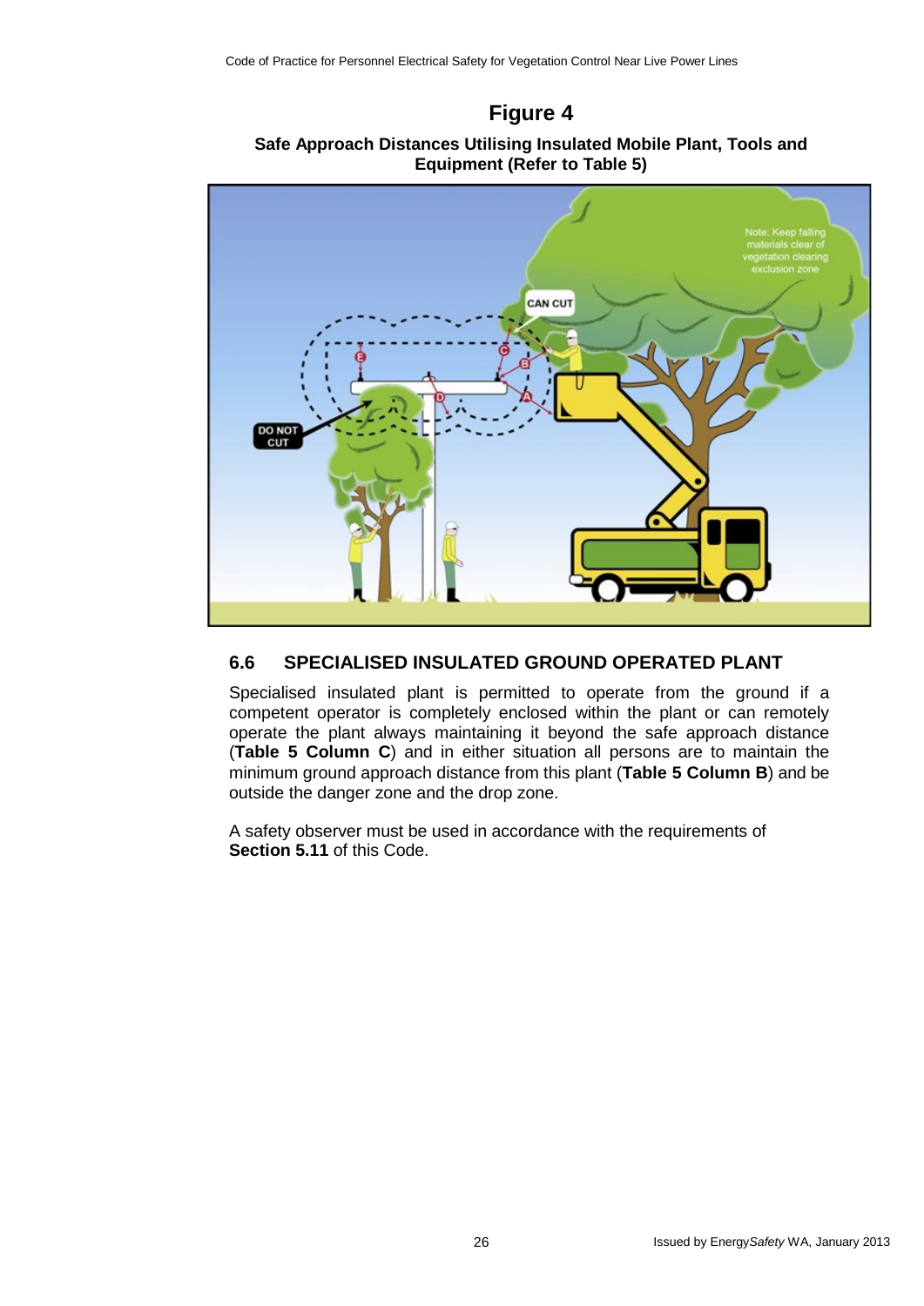# Figure 4

**Safe Approach Distances Utilising Insulated Mobile Plant, Tools and Equipment (Refer to Table 5)**

## 6.6 SPECIALISED INSULATED GROUND OPERATED PLANT

Specialised insulated plant is permitted to operate from the ground if a competent operator is completely enclosed within the plant or can remotely operate the plant always maintaining it beyond the safe approach distance (**Table 5 Column C**) and in either situation all persons are to maintain the minimum ground approach distance from this plant (**Table 5 Column B**) and be outside the danger zone and the drop zone.

A safety observer must be used in accordance with the requirements of **Section 5.11** of this Code.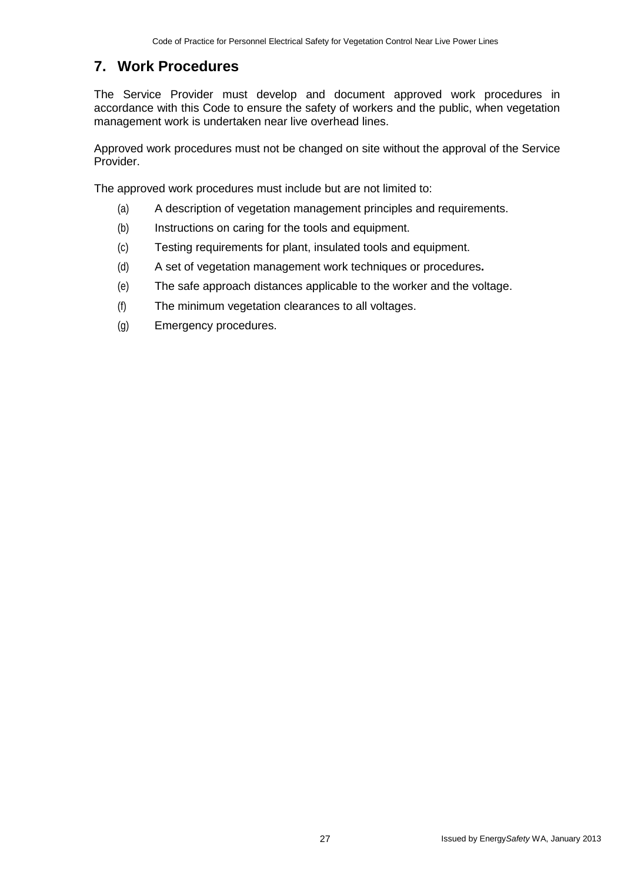## 7. Work Procedures

The Service Provider must develop and document approved work procedures in accordance with this Code to ensure the safety of workers and the public, when vegetation management work is undertaken near live overhead lines.

Approved work procedures must not be changed on site without the approval of the Service Provider.

The approved work procedures must include but are not limited to:

(a) A description of vegetation management principles and requirements.

(b) Instructions on caring for the tools and equipment.

(c) Testing requirements for plant, insulated tools and equipment.

(d) A set of vegetation management work techniques or procedures**.**

(e) The safe approach distances applicable to the worker and the voltage.

(f) The minimum vegetation clearances to all voltages.

(g) Emergency procedures.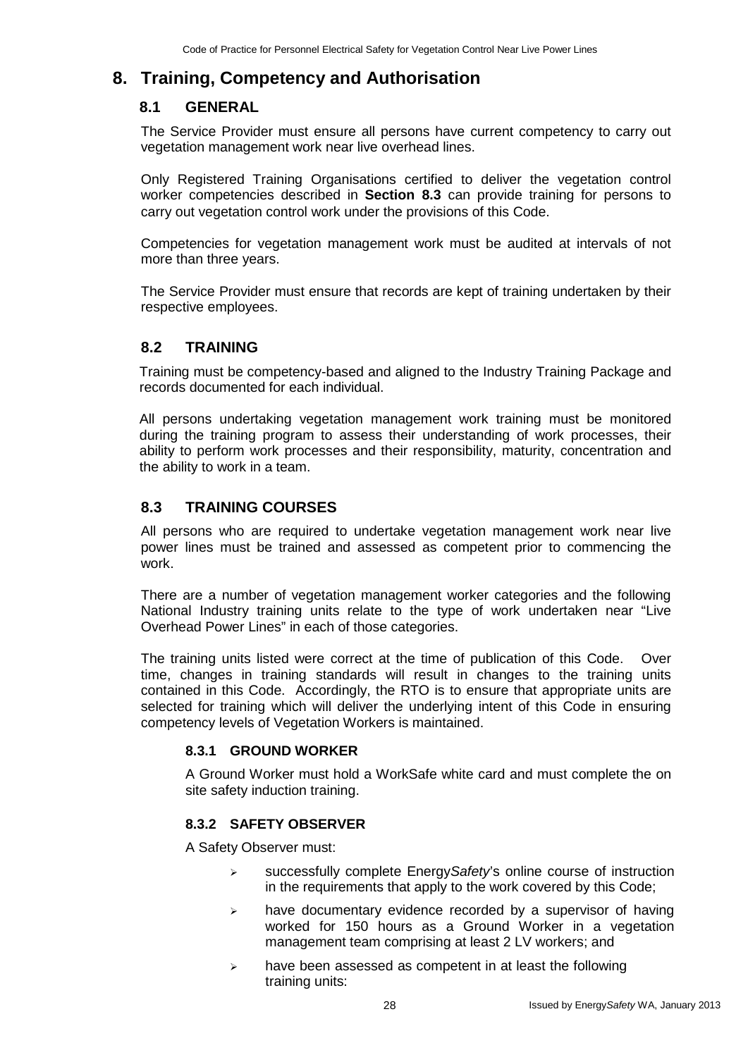# 8. Training, Competency and Authorisation

## 8.1 GENERAL

The Service Provider must ensure all persons have current competency to carry out vegetation management work near live overhead lines.

Only Registered Training Organisations certified to deliver the vegetation control worker competencies described in **Section 8.3** can provide training for persons to carry out vegetation control work under the provisions of this Code.

Competencies for vegetation management work must be audited at intervals of not more than three years.

The Service Provider must ensure that records are kept of training undertaken by their respective employees.

## 8.2 TRAINING

Training must be competency-based and aligned to the Industry Training Package and records documented for each individual.

All persons undertaking vegetation management work training must be monitored during the training program to assess their understanding of work processes, their ability to perform work processes and their responsibility, maturity, concentration and the ability to work in a team.

## 8.3 TRAINING COURSES

All persons who are required to undertake vegetation management work near live power lines must be trained and assessed as competent prior to commencing the work.

There are a number of vegetation management worker categories and the following National Industry training units relate to the type of work undertaken near "Live Overhead Power Lines" in each of those categories.

The training units listed were correct at the time of publication of this Code. Over time, changes in training standards will result in changes to the training units contained in this Code. Accordingly, the RTO is to ensure that appropriate units are selected for training which will deliver the underlying intent of this Code in ensuring competency levels of Vegetation Workers is maintained.

### 8.3.1 GROUND WORKER

A Ground Worker must hold a WorkSafe white card and must complete the on site safety induction training.

### 8.3.2 SAFETY OBSERVER

A Safety Observer must:

- successfully complete Energy*Safety*'s online course of instruction in the requirements that apply to the work covered by this Code;
- have documentary evidence recorded by a supervisor of having worked for 150 hours as a Ground Worker in a vegetation management team comprising at least 2 LV workers; and
- have been assessed as competent in at least the following training units: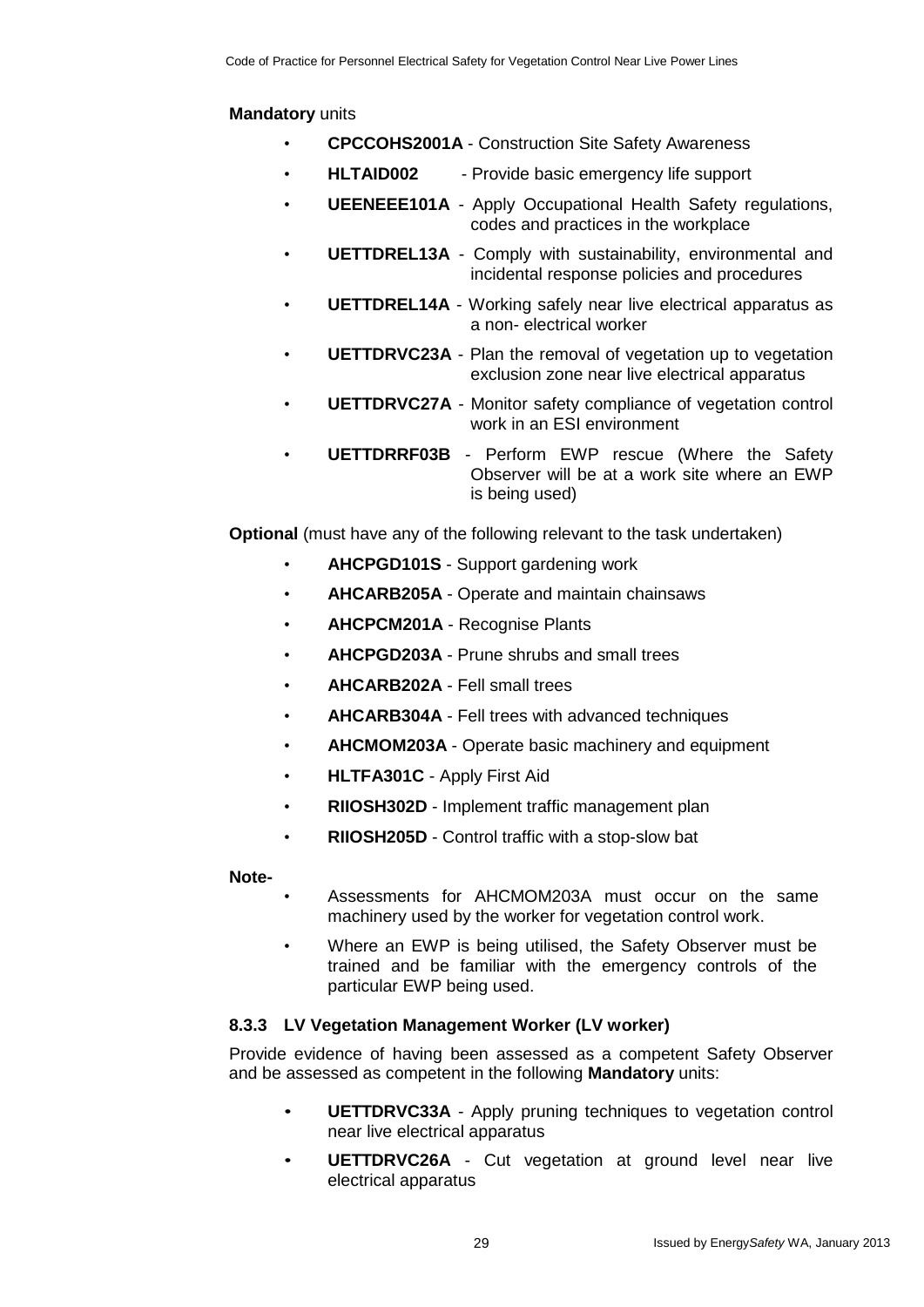**Mandatory** units

- **CPCCOHS2001A** - Construction Site Safety Awareness
- **HLTAID002** - Provide basic emergency life support
- **UEENEEE101A** - Apply Occupational Health Safety regulations, codes and practices in the workplace
- **UETTDREL13A** - Comply with sustainability, environmental and incidental response policies and procedures
- **UETTDREL14A** - Working safely near live electrical apparatus as a non- electrical worker
- **UETTDRVC23A** - Plan the removal of vegetation up to vegetation exclusion zone near live electrical apparatus
- **UETTDRVC27A** - Monitor safety compliance of vegetation control work in an ESI environment
- **UETTDRRF03B** - Perform EWP rescue (Where the Safety Observer will be at a work site where an EWP is being used)

**Optional** (must have any of the following relevant to the task undertaken)

- **AHCPGD101S** - Support gardening work
- **AHCARB205A** - Operate and maintain chainsaws
- **AHCPCM201A** - Recognise Plants
- **AHCPGD203A** - Prune shrubs and small trees
- **AHCARB202A** - Fell small trees
- **AHCARB304A** - Fell trees with advanced techniques
- **AHCMOM203A** - Operate basic machinery and equipment
- **HLTFA301C** - Apply First Aid
- **RIIOSH302D** - Implement traffic management plan
- **RIIOSH205D** - Control traffic with a stop-slow bat

**Note-**

- Assessments for AHCMOM203A must occur on the same machinery used by the worker for vegetation control work.
- Where an EWP is being utilised, the Safety Observer must be trained and be familiar with the emergency controls of the particular EWP being used.

### 8.3.3 LV Vegetation Management Worker (LV worker)

Provide evidence of having been assessed as a competent Safety Observer and be assessed as competent in the following **Mandatory** units:

- **UETTDRVC33A** - Apply pruning techniques to vegetation control near live electrical apparatus
- **UETTDRVC26A** - Cut vegetation at ground level near live electrical apparatus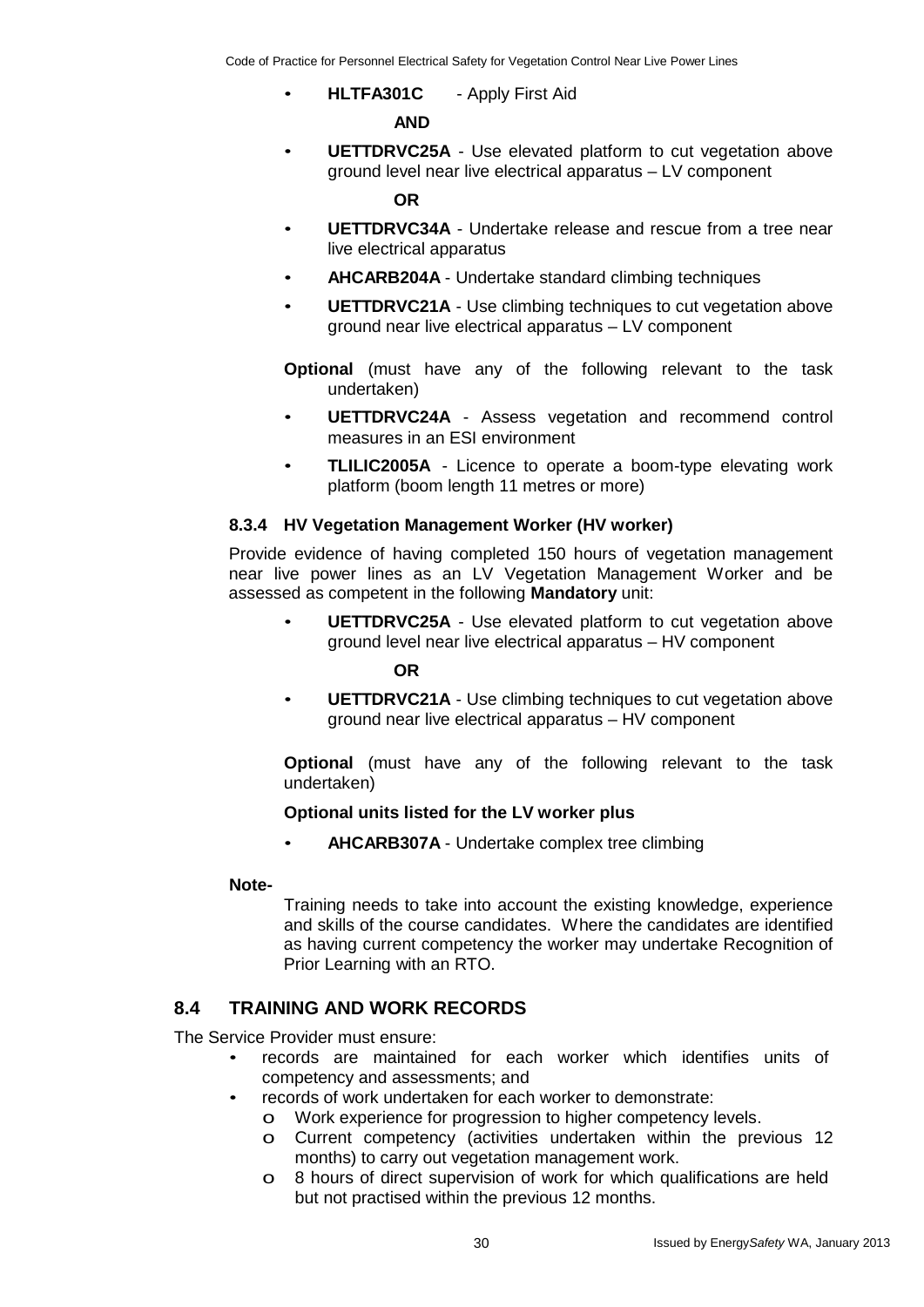- **HLTFA301C** - Apply First Aid

  **AND**

- **UETTDRVC25A** - Use elevated platform to cut vegetation above ground level near live electrical apparatus – LV component

  **OR**

- **UETTDRVC34A** - Undertake release and rescue from a tree near live electrical apparatus
- **AHCARB204A** - Undertake standard climbing techniques
- **UETTDRVC21A** - Use climbing techniques to cut vegetation above ground near live electrical apparatus – LV component

**Optional** (must have any of the following relevant to the task undertaken)

- **UETTDRVC24A** - Assess vegetation and recommend control measures in an ESI environment
- **TLILIC2005A** - Licence to operate a boom-type elevating work platform (boom length 11 metres or more)

### 8.3.4 HV Vegetation Management Worker (HV worker)

Provide evidence of having completed 150 hours of vegetation management near live power lines as an LV Vegetation Management Worker and be assessed as competent in the following **Mandatory** unit:

- **UETTDRVC25A** - Use elevated platform to cut vegetation above ground level near live electrical apparatus – HV component

  **OR**

- **UETTDRVC21A** - Use climbing techniques to cut vegetation above ground near live electrical apparatus – HV component

**Optional** (must have any of the following relevant to the task undertaken)

**Optional units listed for the LV worker plus**

- **AHCARB307A** - Undertake complex tree climbing

**Note-**

Training needs to take into account the existing knowledge, experience and skills of the course candidates. Where the candidates are identified as having current competency the worker may undertake Recognition of Prior Learning with an RTO.

## 8.4 TRAINING AND WORK RECORDS

The Service Provider must ensure:

- records are maintained for each worker which identifies units of competency and assessments; and
- records of work undertaken for each worker to demonstrate:
  - Work experience for progression to higher competency levels.
  - Current competency (activities undertaken within the previous 12 months) to carry out vegetation management work.
  - 8 hours of direct supervision of work for which qualifications are held but not practised within the previous 12 months.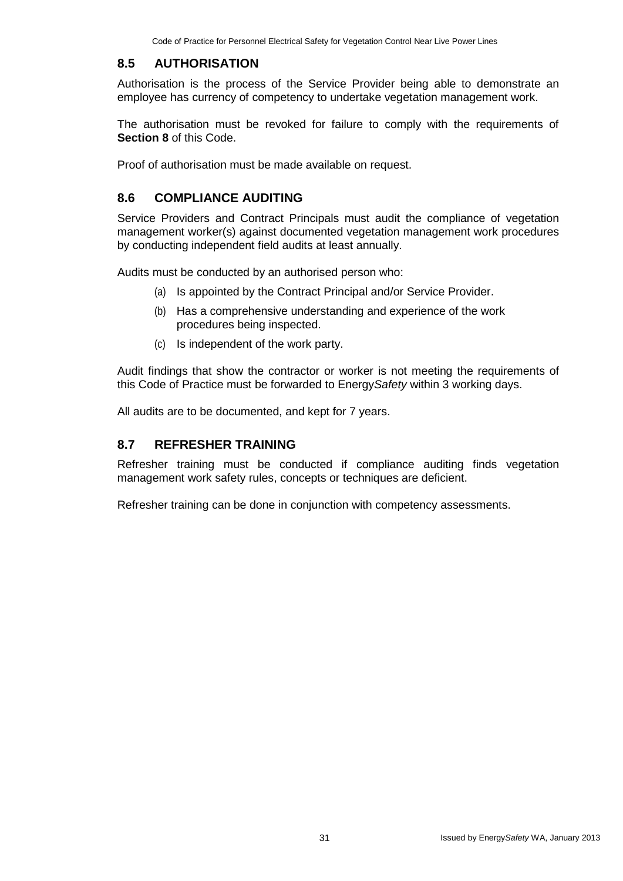## 8.5 AUTHORISATION

Authorisation is the process of the Service Provider being able to demonstrate an employee has currency of competency to undertake vegetation management work.

The authorisation must be revoked for failure to comply with the requirements of **Section 8** of this Code.

Proof of authorisation must be made available on request.

## 8.6 COMPLIANCE AUDITING

Service Providers and Contract Principals must audit the compliance of vegetation management worker(s) against documented vegetation management work procedures by conducting independent field audits at least annually.

Audits must be conducted by an authorised person who:

(a) Is appointed by the Contract Principal and/or Service Provider.

(b) Has a comprehensive understanding and experience of the work procedures being inspected.

(c) Is independent of the work party.

Audit findings that show the contractor or worker is not meeting the requirements of this Code of Practice must be forwarded to Energy*Safety* within 3 working days.

All audits are to be documented, and kept for 7 years.

## 8.7 REFRESHER TRAINING

Refresher training must be conducted if compliance auditing finds vegetation management work safety rules, concepts or techniques are deficient.

Refresher training can be done in conjunction with competency assessments.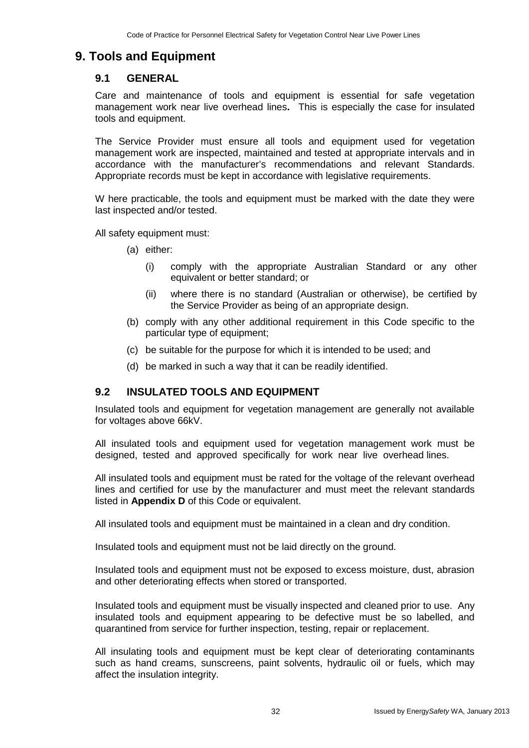# 9. Tools and Equipment

## 9.1 GENERAL

Care and maintenance of tools and equipment is essential for safe vegetation management work near live overhead lines**.** This is especially the case for insulated tools and equipment.

The Service Provider must ensure all tools and equipment used for vegetation management work are inspected, maintained and tested at appropriate intervals and in accordance with the manufacturer's recommendations and relevant Standards. Appropriate records must be kept in accordance with legislative requirements.

W here practicable, the tools and equipment must be marked with the date they were last inspected and/or tested.

All safety equipment must:

(a) either:

  (i) comply with the appropriate Australian Standard or any other equivalent or better standard; or

  (ii) where there is no standard (Australian or otherwise), be certified by the Service Provider as being of an appropriate design.

(b) comply with any other additional requirement in this Code specific to the particular type of equipment;

(c) be suitable for the purpose for which it is intended to be used; and

(d) be marked in such a way that it can be readily identified.

## 9.2 INSULATED TOOLS AND EQUIPMENT

Insulated tools and equipment for vegetation management are generally not available for voltages above 66kV.

All insulated tools and equipment used for vegetation management work must be designed, tested and approved specifically for work near live overhead lines.

All insulated tools and equipment must be rated for the voltage of the relevant overhead lines and certified for use by the manufacturer and must meet the relevant standards listed in **Appendix D** of this Code or equivalent.

All insulated tools and equipment must be maintained in a clean and dry condition.

Insulated tools and equipment must not be laid directly on the ground.

Insulated tools and equipment must not be exposed to excess moisture, dust, abrasion and other deteriorating effects when stored or transported.

Insulated tools and equipment must be visually inspected and cleaned prior to use. Any insulated tools and equipment appearing to be defective must be so labelled, and quarantined from service for further inspection, testing, repair or replacement.

All insulating tools and equipment must be kept clear of deteriorating contaminants such as hand creams, sunscreens, paint solvents, hydraulic oil or fuels, which may affect the insulation integrity.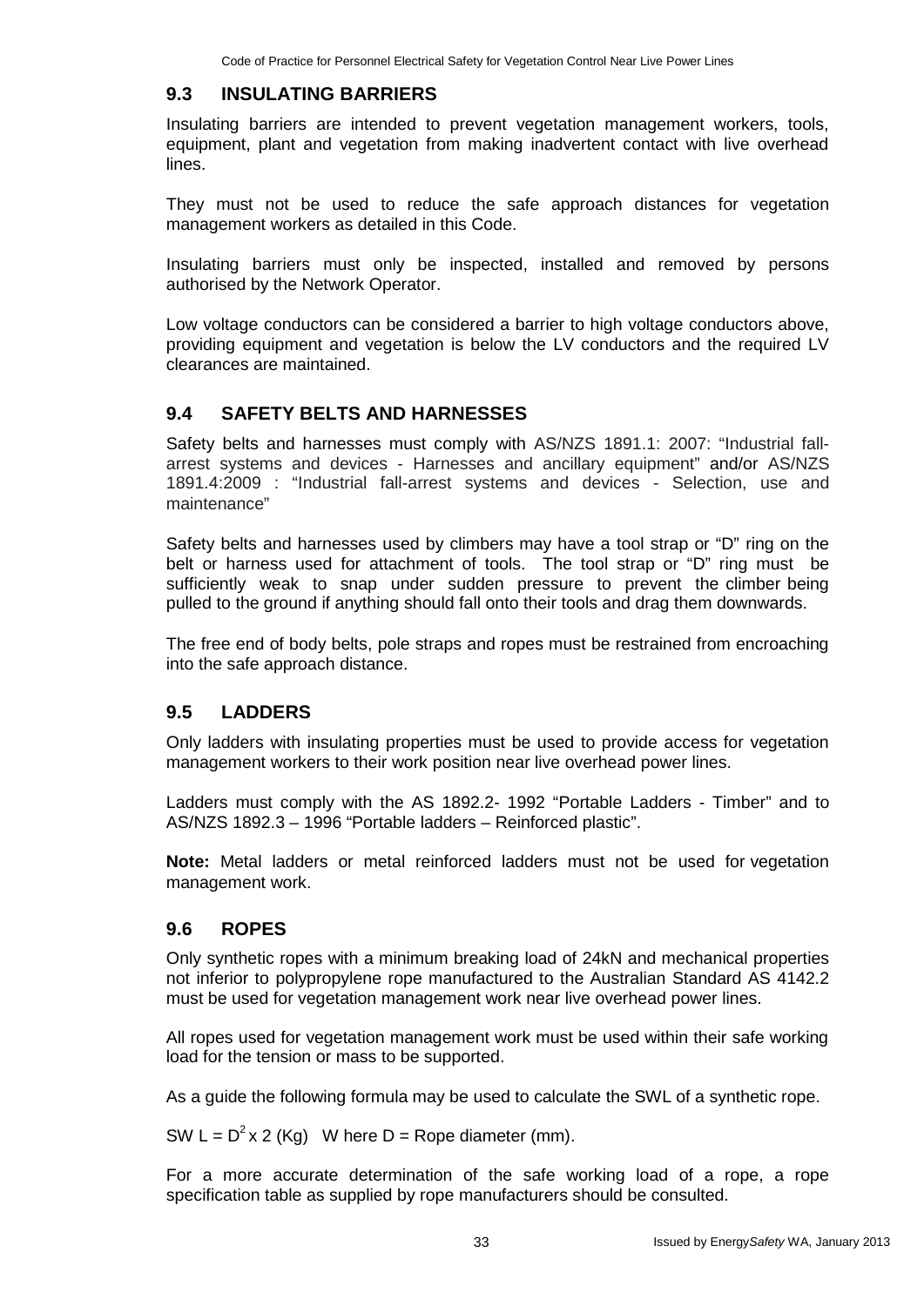## 9.3 INSULATING BARRIERS

Insulating barriers are intended to prevent vegetation management workers, tools, equipment, plant and vegetation from making inadvertent contact with live overhead lines.

They must not be used to reduce the safe approach distances for vegetation management workers as detailed in this Code.

Insulating barriers must only be inspected, installed and removed by persons authorised by the Network Operator.

Low voltage conductors can be considered a barrier to high voltage conductors above, providing equipment and vegetation is below the LV conductors and the required LV clearances are maintained.

## 9.4 SAFETY BELTS AND HARNESSES

Safety belts and harnesses must comply with AS/NZS 1891.1: 2007: "Industrial fall-arrest systems and devices - Harnesses and ancillary equipment" and/or AS/NZS 1891.4:2009 : "Industrial fall-arrest systems and devices - Selection, use and maintenance"

Safety belts and harnesses used by climbers may have a tool strap or "D" ring on the belt or harness used for attachment of tools. The tool strap or "D" ring must be sufficiently weak to snap under sudden pressure to prevent the climber being pulled to the ground if anything should fall onto their tools and drag them downwards.

The free end of body belts, pole straps and ropes must be restrained from encroaching into the safe approach distance.

## 9.5 LADDERS

Only ladders with insulating properties must be used to provide access for vegetation management workers to their work position near live overhead power lines.

Ladders must comply with the AS 1892.2- 1992 "Portable Ladders - Timber" and to AS/NZS 1892.3 – 1996 "Portable ladders – Reinforced plastic".

**Note:** Metal ladders or metal reinforced ladders must not be used for vegetation management work.

## 9.6 ROPES

Only synthetic ropes with a minimum breaking load of 24kN and mechanical properties not inferior to polypropylene rope manufactured to the Australian Standard AS 4142.2 must be used for vegetation management work near live overhead power lines.

All ropes used for vegetation management work must be used within their safe working load for the tension or mass to be supported.

As a guide the following formula may be used to calculate the SWL of a synthetic rope.

SW L = $D^2$ x 2 (Kg) W here D = Rope diameter (mm).

For a more accurate determination of the safe working load of a rope, a rope specification table as supplied by rope manufacturers should be consulted.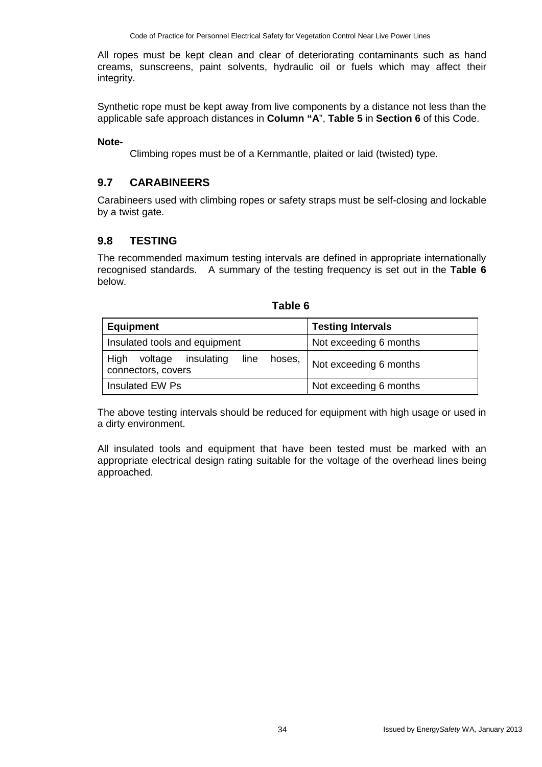All ropes must be kept clean and clear of deteriorating contaminants such as hand creams, sunscreens, paint solvents, hydraulic oil or fuels which may affect their integrity.

Synthetic rope must be kept away from live components by a distance not less than the applicable safe approach distances in **Column "A"**, **Table 5** in **Section 6** of this Code.

**Note-**

Climbing ropes must be of a Kernmantle, plaited or laid (twisted) type.

## 9.7 CARABINEERS

Carabineers used with climbing ropes or safety straps must be self-closing and lockable by a twist gate.

## 9.8 TESTING

The recommended maximum testing intervals are defined in appropriate internationally recognised standards. A summary of the testing frequency is set out in the **Table 6** below.

**Table 6**

| Equipment | Testing Intervals |
|---|---|
| Insulated tools and equipment | Not exceeding 6 months |
| High voltage insulating line hoses, connectors, covers | Not exceeding 6 months |
| Insulated EW Ps | Not exceeding 6 months |

The above testing intervals should be reduced for equipment with high usage or used in a dirty environment.

All insulated tools and equipment that have been tested must be marked with an appropriate electrical design rating suitable for the voltage of the overhead lines being approached.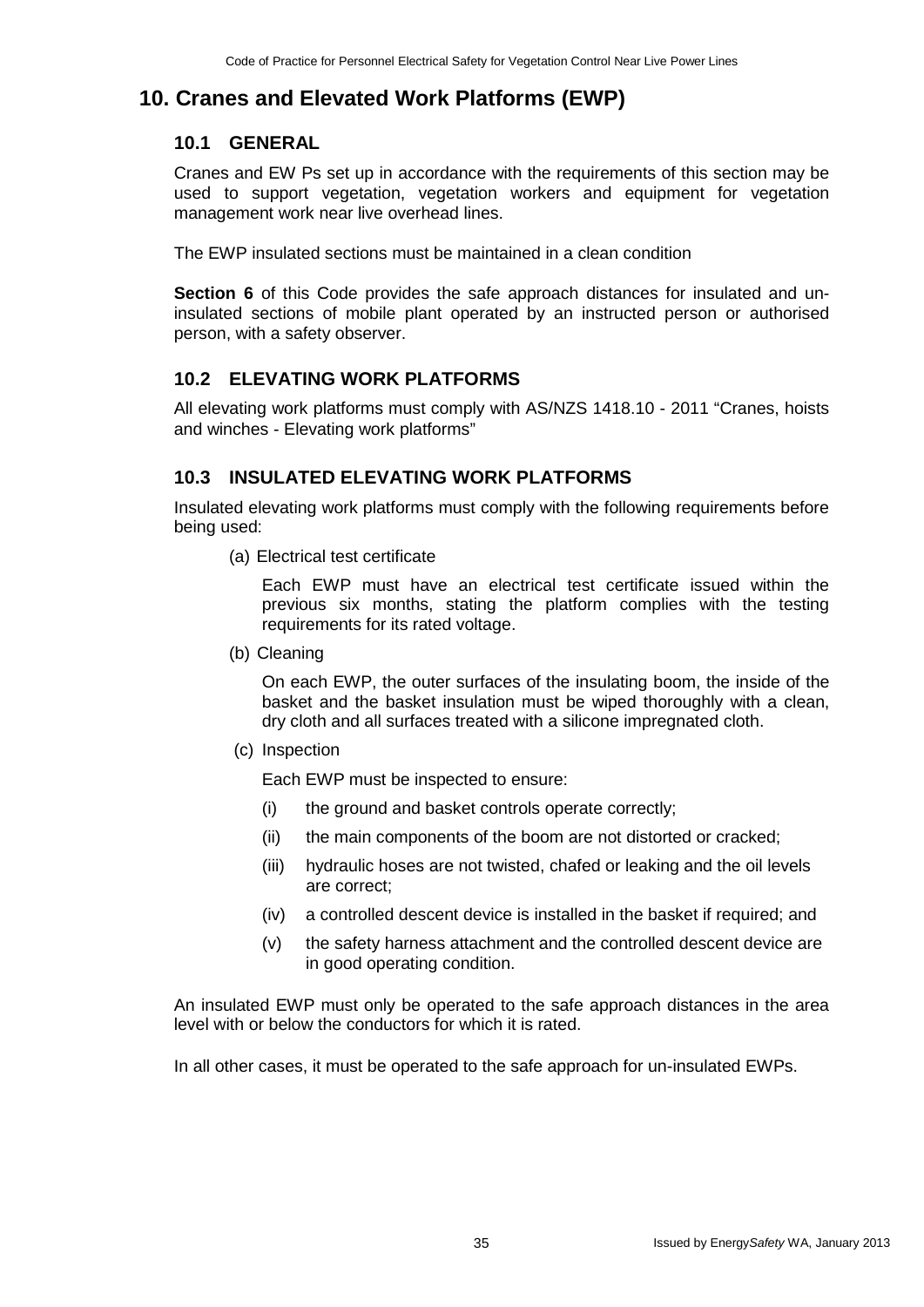# 10. Cranes and Elevated Work Platforms (EWP)

## 10.1 GENERAL

Cranes and EW Ps set up in accordance with the requirements of this section may be used to support vegetation, vegetation workers and equipment for vegetation management work near live overhead lines.

The EWP insulated sections must be maintained in a clean condition

**Section 6** of this Code provides the safe approach distances for insulated and un-insulated sections of mobile plant operated by an instructed person or authorised person, with a safety observer.

## 10.2 ELEVATING WORK PLATFORMS

All elevating work platforms must comply with AS/NZS 1418.10 - 2011 "Cranes, hoists and winches - Elevating work platforms"

## 10.3 INSULATED ELEVATING WORK PLATFORMS

Insulated elevating work platforms must comply with the following requirements before being used:

(a) Electrical test certificate

Each EWP must have an electrical test certificate issued within the previous six months, stating the platform complies with the testing requirements for its rated voltage.

(b) Cleaning

On each EWP, the outer surfaces of the insulating boom, the inside of the basket and the basket insulation must be wiped thoroughly with a clean, dry cloth and all surfaces treated with a silicone impregnated cloth.

(c) Inspection

Each EWP must be inspected to ensure:

(i) the ground and basket controls operate correctly;

(ii) the main components of the boom are not distorted or cracked;

(iii) hydraulic hoses are not twisted, chafed or leaking and the oil levels are correct;

(iv) a controlled descent device is installed in the basket if required; and

(v) the safety harness attachment and the controlled descent device are in good operating condition.

An insulated EWP must only be operated to the safe approach distances in the area level with or below the conductors for which it is rated.

In all other cases, it must be operated to the safe approach for un-insulated EWPs.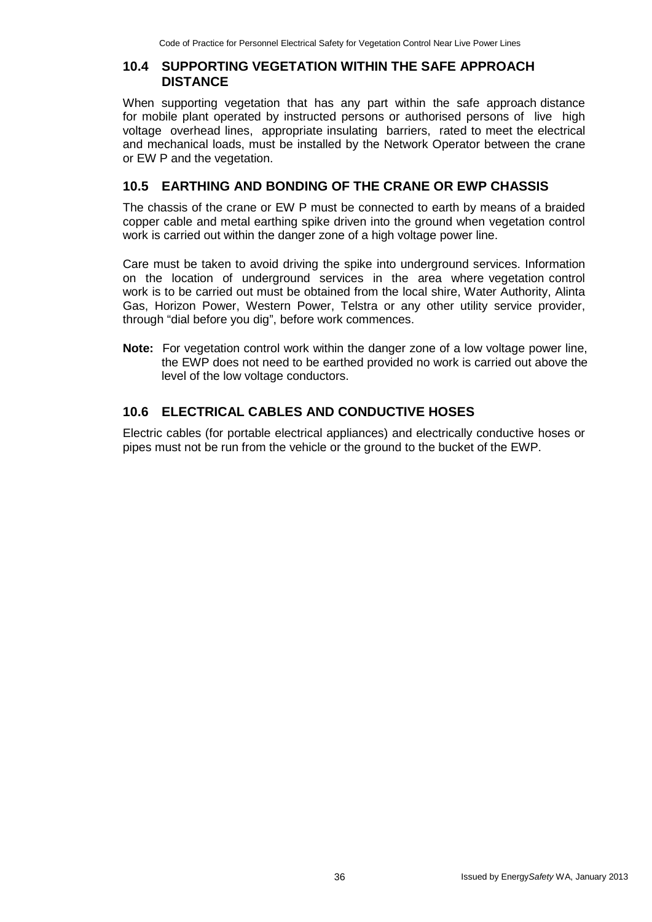## 10.4 SUPPORTING VEGETATION WITHIN THE SAFE APPROACH DISTANCE

When supporting vegetation that has any part within the safe approach distance for mobile plant operated by instructed persons or authorised persons of live high voltage overhead lines, appropriate insulating barriers, rated to meet the electrical and mechanical loads, must be installed by the Network Operator between the crane or EW P and the vegetation.

## 10.5 EARTHING AND BONDING OF THE CRANE OR EWP CHASSIS

The chassis of the crane or EW P must be connected to earth by means of a braided copper cable and metal earthing spike driven into the ground when vegetation control work is carried out within the danger zone of a high voltage power line.

Care must be taken to avoid driving the spike into underground services. Information on the location of underground services in the area where vegetation control work is to be carried out must be obtained from the local shire, Water Authority, Alinta Gas, Horizon Power, Western Power, Telstra or any other utility service provider, through "dial before you dig", before work commences.

**Note:** For vegetation control work within the danger zone of a low voltage power line, the EWP does not need to be earthed provided no work is carried out above the level of the low voltage conductors.

## 10.6 ELECTRICAL CABLES AND CONDUCTIVE HOSES

Electric cables (for portable electrical appliances) and electrically conductive hoses or pipes must not be run from the vehicle or the ground to the bucket of the EWP.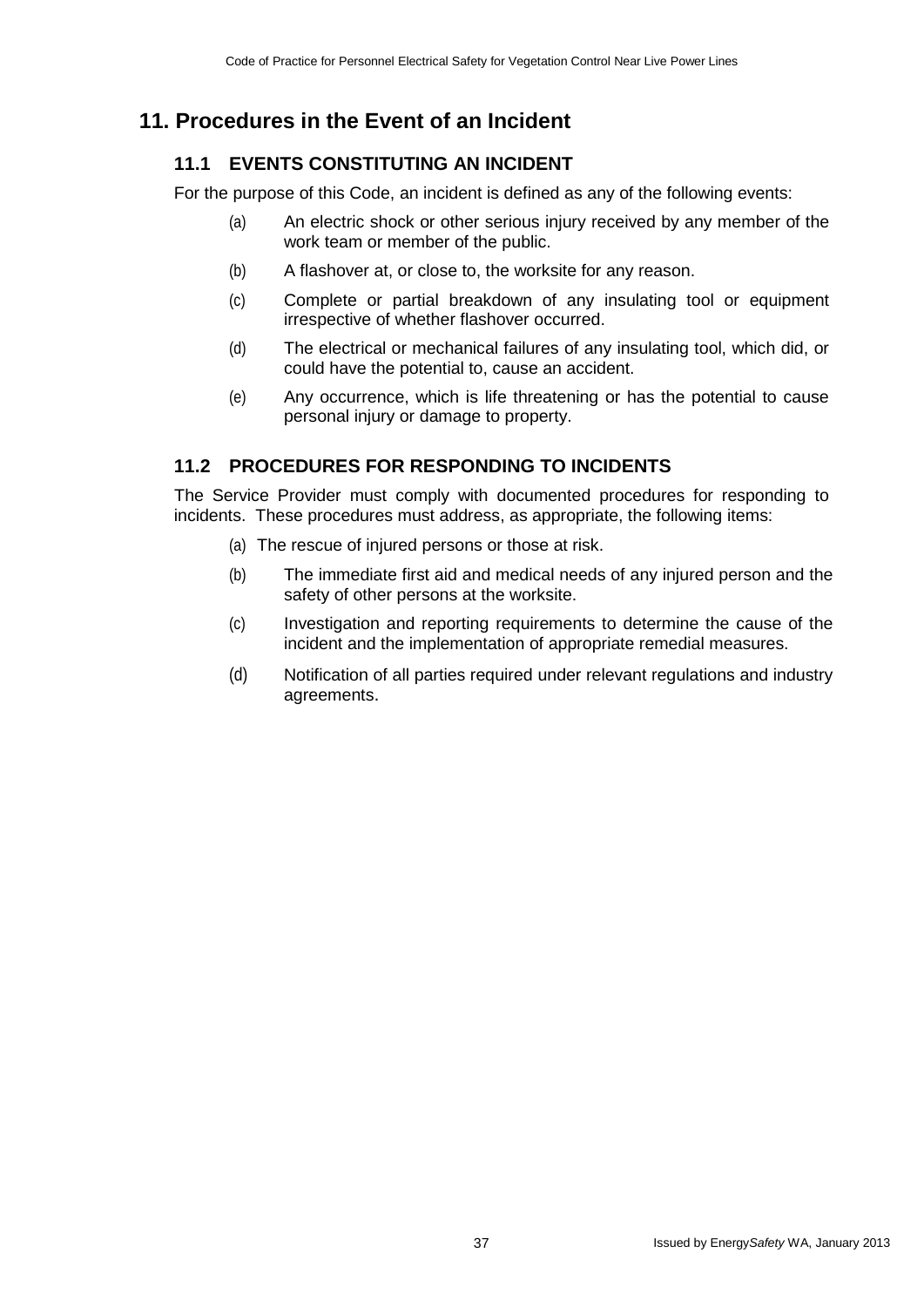# 11. Procedures in the Event of an Incident

## 11.1 EVENTS CONSTITUTING AN INCIDENT

For the purpose of this Code, an incident is defined as any of the following events:

(a) An electric shock or other serious injury received by any member of the work team or member of the public.

(b) A flashover at, or close to, the worksite for any reason.

(c) Complete or partial breakdown of any insulating tool or equipment irrespective of whether flashover occurred.

(d) The electrical or mechanical failures of any insulating tool, which did, or could have the potential to, cause an accident.

(e) Any occurrence, which is life threatening or has the potential to cause personal injury or damage to property.

## 11.2 PROCEDURES FOR RESPONDING TO INCIDENTS

The Service Provider must comply with documented procedures for responding to incidents. These procedures must address, as appropriate, the following items:

(a) The rescue of injured persons or those at risk.

(b) The immediate first aid and medical needs of any injured person and the safety of other persons at the worksite.

(c) Investigation and reporting requirements to determine the cause of the incident and the implementation of appropriate remedial measures.

(d) Notification of all parties required under relevant regulations and industry agreements.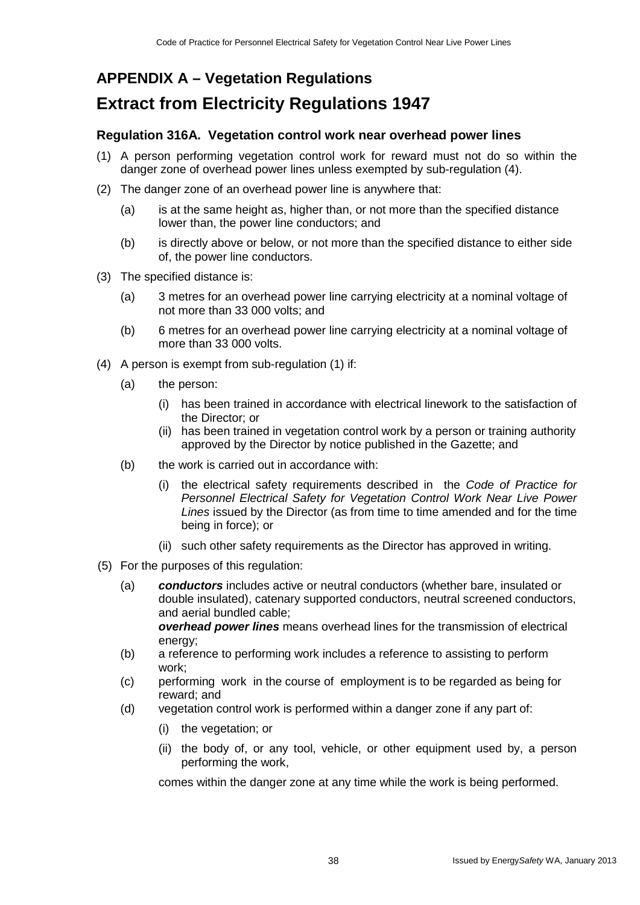## APPENDIX A – Vegetation Regulations

# Extract from Electricity Regulations 1947

### Regulation 316A. Vegetation control work near overhead power lines

(1) A person performing vegetation control work for reward must not do so within the danger zone of overhead power lines unless exempted by sub-regulation (4).

(2) The danger zone of an overhead power line is anywhere that:

 (a) is at the same height as, higher than, or not more than the specified distance lower than, the power line conductors; and

 (b) is directly above or below, or not more than the specified distance to either side of, the power line conductors.

(3) The specified distance is:

 (a) 3 metres for an overhead power line carrying electricity at a nominal voltage of not more than 33 000 volts; and

 (b) 6 metres for an overhead power line carrying electricity at a nominal voltage of more than 33 000 volts.

(4) A person is exempt from sub-regulation (1) if:

 (a) the person:

  (i) has been trained in accordance with electrical linework to the satisfaction of the Director; or

  (ii) has been trained in vegetation control work by a person or training authority approved by the Director by notice published in the Gazette; and

 (b) the work is carried out in accordance with:

  (i) the electrical safety requirements described in the *Code of Practice for Personnel Electrical Safety for Vegetation Control Work Near Live Power Lines* issued by the Director (as from time to time amended and for the time being in force); or

  (ii) such other safety requirements as the Director has approved in writing.

(5) For the purposes of this regulation:

 (a) ***conductors*** includes active or neutral conductors (whether bare, insulated or double insulated), catenary supported conductors, neutral screened conductors, and aerial bundled cable;
 ***overhead power lines*** means overhead lines for the transmission of electrical energy;

 (b) a reference to performing work includes a reference to assisting to perform work;

 (c) performing work in the course of employment is to be regarded as being for reward; and

 (d) vegetation control work is performed within a danger zone if any part of:

  (i) the vegetation; or

  (ii) the body of, or any tool, vehicle, or other equipment used by, a person performing the work,

 comes within the danger zone at any time while the work is being performed.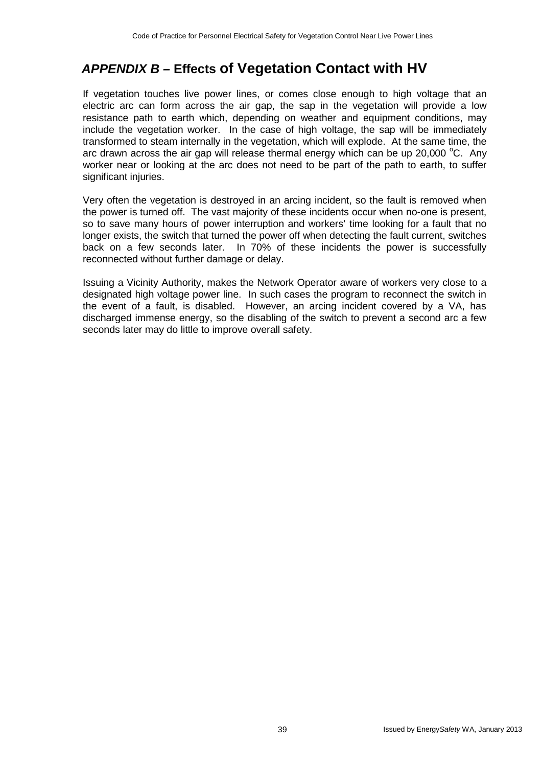# *APPENDIX B* – Effects of Vegetation Contact with HV

If vegetation touches live power lines, or comes close enough to high voltage that an electric arc can form across the air gap, the sap in the vegetation will provide a low resistance path to earth which, depending on weather and equipment conditions, may include the vegetation worker. In the case of high voltage, the sap will be immediately transformed to steam internally in the vegetation, which will explode. At the same time, the arc drawn across the air gap will release thermal energy which can be up 20,000 $^{o}$C. Any worker near or looking at the arc does not need to be part of the path to earth, to suffer significant injuries.

Very often the vegetation is destroyed in an arcing incident, so the fault is removed when the power is turned off. The vast majority of these incidents occur when no-one is present, so to save many hours of power interruption and workers' time looking for a fault that no longer exists, the switch that turned the power off when detecting the fault current, switches back on a few seconds later. In 70% of these incidents the power is successfully reconnected without further damage or delay.

Issuing a Vicinity Authority, makes the Network Operator aware of workers very close to a designated high voltage power line. In such cases the program to reconnect the switch in the event of a fault, is disabled. However, an arcing incident covered by a VA, has discharged immense energy, so the disabling of the switch to prevent a second arc a few seconds later may do little to improve overall safety.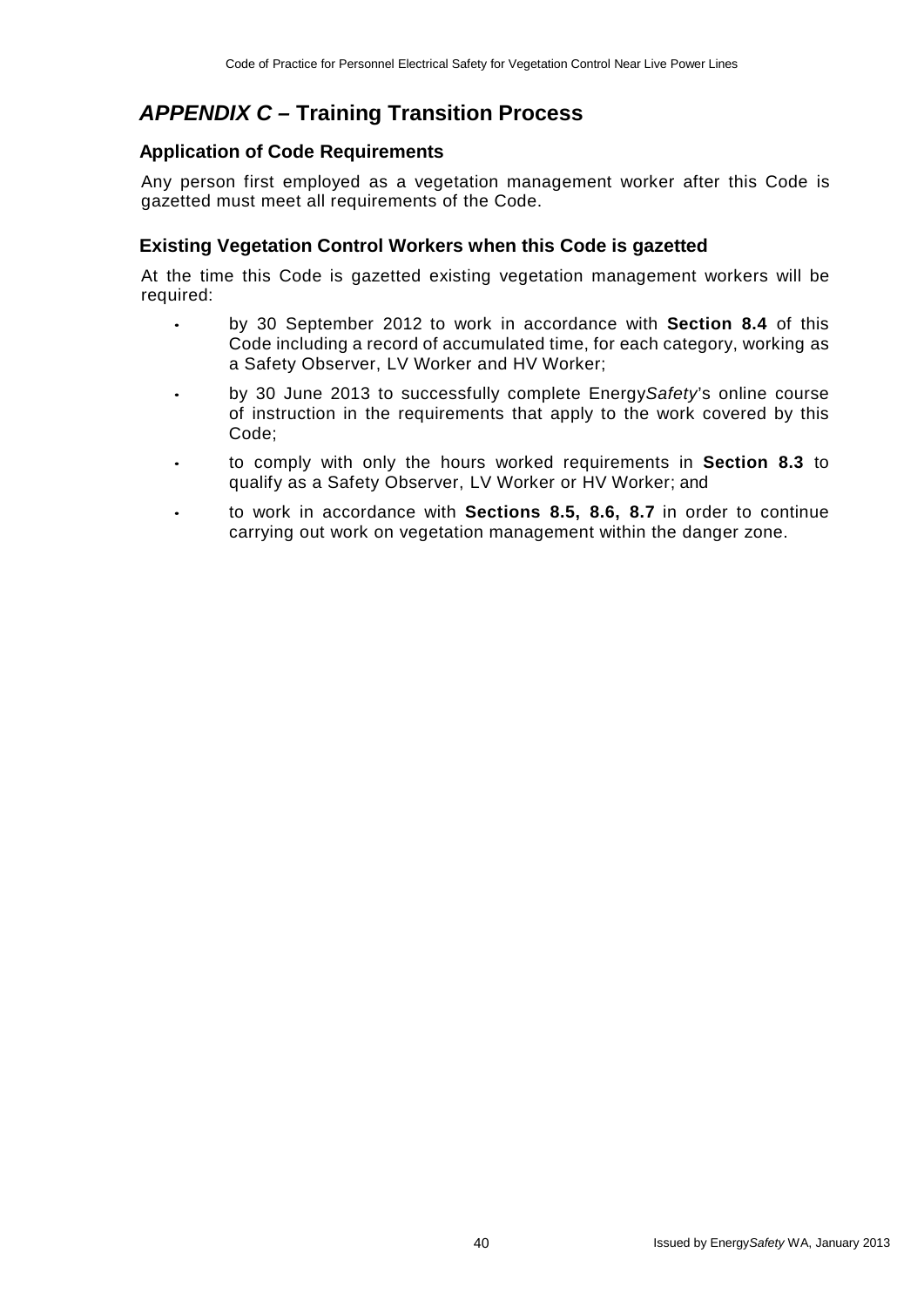# *APPENDIX C* – Training Transition Process

## Application of Code Requirements

Any person first employed as a vegetation management worker after this Code is gazetted must meet all requirements of the Code.

## Existing Vegetation Control Workers when this Code is gazetted

At the time this Code is gazetted existing vegetation management workers will be required:

- by 30 September 2012 to work in accordance with **Section 8.4** of this Code including a record of accumulated time, for each category, working as a Safety Observer, LV Worker and HV Worker;
- by 30 June 2013 to successfully complete Energy*Safety*'s online course of instruction in the requirements that apply to the work covered by this Code;
- to comply with only the hours worked requirements in **Section 8.3** to qualify as a Safety Observer, LV Worker or HV Worker; and
- to work in accordance with **Sections 8.5, 8.6, 8.7** in order to continue carrying out work on vegetation management within the danger zone.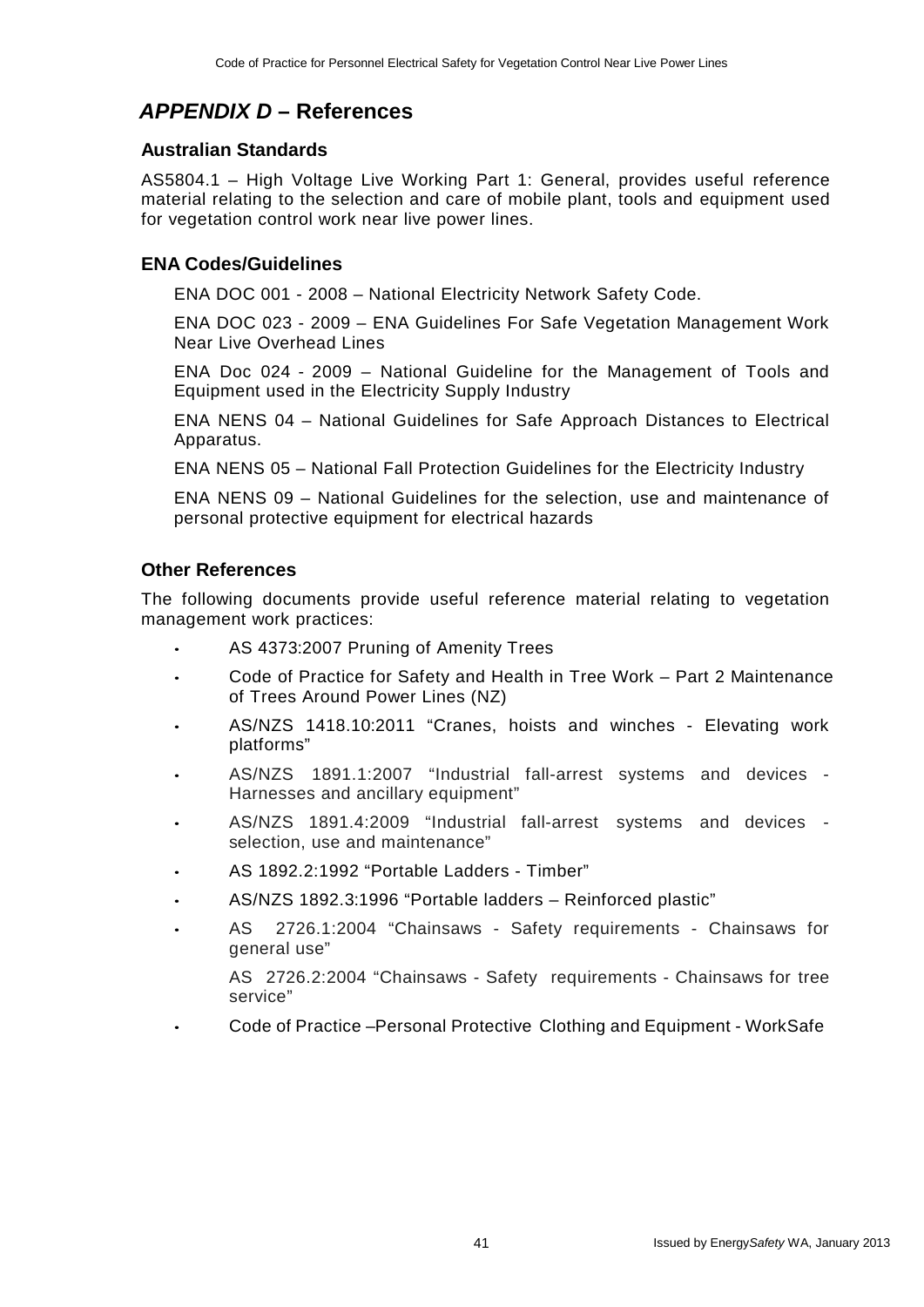## *APPENDIX D* – References

### Australian Standards

AS5804.1 – High Voltage Live Working Part 1: General, provides useful reference material relating to the selection and care of mobile plant, tools and equipment used for vegetation control work near live power lines.

### ENA Codes/Guidelines

ENA DOC 001 - 2008 – National Electricity Network Safety Code.

ENA DOC 023 - 2009 – ENA Guidelines For Safe Vegetation Management Work Near Live Overhead Lines

ENA Doc 024 - 2009 – National Guideline for the Management of Tools and Equipment used in the Electricity Supply Industry

ENA NENS 04 – National Guidelines for Safe Approach Distances to Electrical Apparatus.

ENA NENS 05 – National Fall Protection Guidelines for the Electricity Industry

ENA NENS 09 – National Guidelines for the selection, use and maintenance of personal protective equipment for electrical hazards

### Other References

The following documents provide useful reference material relating to vegetation management work practices:

- AS 4373:2007 Pruning of Amenity Trees
- Code of Practice for Safety and Health in Tree Work – Part 2 Maintenance of Trees Around Power Lines (NZ)
- AS/NZS 1418.10:2011 "Cranes, hoists and winches - Elevating work platforms"
- AS/NZS 1891.1:2007 "Industrial fall-arrest systems and devices - Harnesses and ancillary equipment"
- AS/NZS 1891.4:2009 "Industrial fall-arrest systems and devices - selection, use and maintenance"
- AS 1892.2:1992 "Portable Ladders - Timber"
- AS/NZS 1892.3:1996 "Portable ladders – Reinforced plastic"
- AS 2726.1:2004 "Chainsaws - Safety requirements - Chainsaws for general use"

  AS 2726.2:2004 "Chainsaws - Safety requirements - Chainsaws for tree service"
- Code of Practice –Personal Protective Clothing and Equipment - WorkSafe